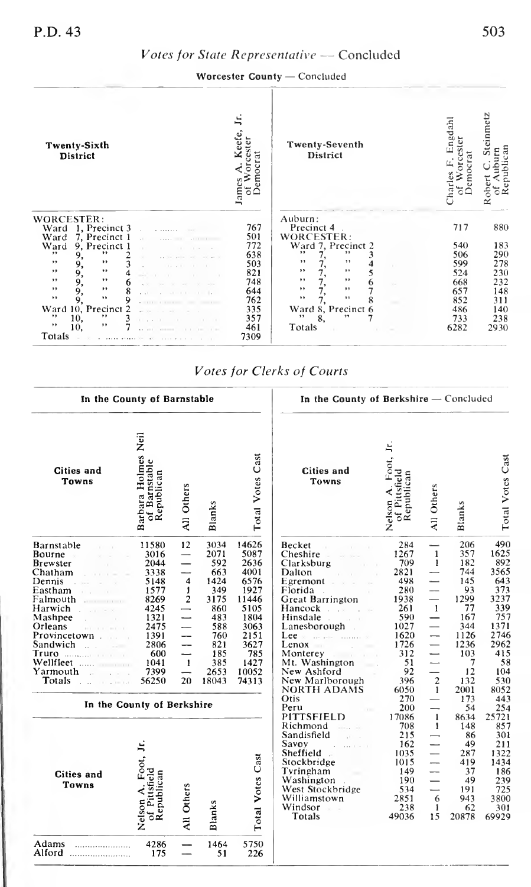## *Votes for State Representative* — Concluded

### Worcester County — Concluded

| Twenty-Sixth District | James A. Keefe, Jr. of Worcester Democrat |
|---|---|
| WORCESTER: | |
| Ward 1, Precinct 3 | 767 |
| Ward 7, Precinct 1 | 501 |
| Ward 9, Precinct 1 | 772 |
| " 9, " 2 | 638 |
| " 9, " 3 | 503 |
| " 9, " 4 | 821 |
| " 9, " 6 | 748 |
| " 9, " 8 | 644 |
| " 9, " 9 | 762 |
| Ward 10, Precinct 2 | 335 |
| " 10, " 3 | 357 |
| " 10, " 7 | 461 |
| Totals | 7309 |

| Twenty-Seventh District | Charles F. Engdahl of Worcester Democrat | Robert C. Steinmetz of Auburn Republican |
|---|---|---|
| Auburn: | | |
| Precinct 4 | 717 | 880 |
| WORCESTER: | | |
| Ward 7, Precinct 2 | 540 | 183 |
| " 7, " 3 | 506 | 290 |
| " 7, " 4 | 599 | 278 |
| " 7, " 5 | 524 | 230 |
| " 7, " 6 | 668 | 232 |
| " 7, " 7 | 657 | 148 |
| " 7, " 8 | 852 | 311 |
| Ward 8, Precinct 6 | 486 | 140 |
| " 8, " 7 | 733 | 238 |
| Totals | 6282 | 2930 |

## *Votes for Clerks of Courts*

### In the County of Barnstable

| Cities and Towns | Barbara Holmes Neil of Barnstable Republican | All Others | Blanks | Total Votes Cast |
|---|---|---|---|---|
| Barnstable | 11580 | 12 | 3034 | 14626 |
| Bourne | 3016 | — | 2071 | 5087 |
| Brewster | 2044 | — | 592 | 2636 |
| Chatham | 3338 | — | 663 | 4001 |
| Dennis | 5148 | 4 | 1424 | 6576 |
| Eastham | 1577 | 1 | 349 | 1927 |
| Falmouth | 8269 | 2 | 3175 | 11446 |
| Harwich | 4245 | — | 860 | 5105 |
| Mashpee | 1321 | — | 483 | 1804 |
| Orleans | 2475 | — | 588 | 3063 |
| Provincetown | 1391 | — | 760 | 2151 |
| Sandwich | 2806 | — | 821 | 3627 |
| Truro | 600 | — | 185 | 785 |
| Wellfleet | 1041 | 1 | 385 | 1427 |
| Yarmouth | 7399 | — | 2653 | 10052 |
| Totals | 56250 | 20 | 18043 | 74313 |

### In the County of Berkshire

| Cities and Towns | Nelson A. Foot, Jr. of Pittsfield Republican | All Others | Blanks | Total Votes Cast |
|---|---|---|---|---|
| Adams | 4286 | — | 1464 | 5750 |
| Alford | 175 | — | 51 | 226 |

### In the County of Berkshire — Concluded

| Cities and Towns | Nelson A. Foot, Jr. of Pittsfield Republican | All Others | Blanks | Total Votes Cast |
|---|---|---|---|---|
| Becket | 284 | — | 206 | 490 |
| Cheshire | 1267 | 1 | 357 | 1625 |
| Clarksburg | 709 | 1 | 182 | 892 |
| Dalton | 2821 | — | 744 | 3565 |
| Egremont | 498 | — | 145 | 643 |
| Florida | 280 | — | 93 | 373 |
| Great Barrington | 1938 | — | 1299 | 3237 |
| Hancock | 261 | 1 | 77 | 339 |
| Hinsdale | 590 | — | 167 | 757 |
| Lanesborough | 1027 | — | 344 | 1371 |
| Lee | 1620 | — | 1126 | 2746 |
| Lenox | 1726 | — | 1236 | 2962 |
| Monterey | 312 | — | 103 | 415 |
| Mt. Washington | 51 | — | 7 | 58 |
| New Ashford | 92 | — | 12 | 104 |
| New Marlborough | 396 | 2 | 132 | 530 |
| NORTH ADAMS | 6050 | 1 | 2001 | 8052 |
| Otis | 270 | — | 173 | 443 |
| Peru | 200 | — | 54 | 254 |
| PITTSFIELD | 17086 | 1 | 8634 | 25721 |
| Richmond | 708 | 1 | 148 | 857 |
| Sandisfield | 215 | — | 86 | 301 |
| Savoy | 162 | — | 49 | 211 |
| Sheffield | 1035 | — | 287 | 1322 |
| Stockbridge | 1015 | — | 419 | 1434 |
| Tyringham | 149 | — | 37 | 186 |
| Washington | 190 | — | 49 | 239 |
| West Stockbridge | 534 | — | 191 | 725 |
| Williamstown | 2851 | 6 | 943 | 3800 |
| Windsor | 238 | 1 | 62 | 301 |
| Totals | 49036 | 15 | 20878 | 69929 |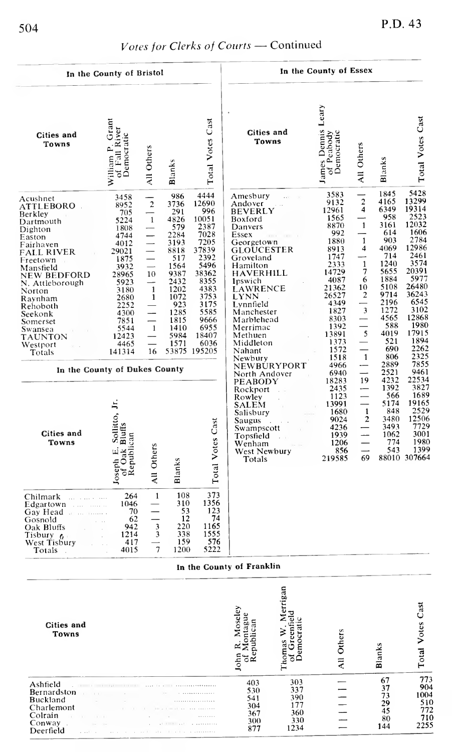## Votes for Clerks of Courts — Continued

### In the County of Bristol

| Cities and Towns | William P. Grant of Fall River Democratic | All Others | Blanks | Total Votes Cast |
|---|---|---|---|---|
| Acushnet | 3458 | — | 986 | 4444 |
| ATTLEBORO | 8952 | 2 | 3736 | 12690 |
| Berkley | 705 | — | 291 | 996 |
| Dartmouth | 5224 | 1 | 4826 | 10051 |
| Dighton | 1808 | — | 579 | 2387 |
| Easton | 4744 | — | 2284 | 7028 |
| Fairhaven | 4012 | — | 3193 | 7205 |
| FALL RIVER | 29021 | — | 8818 | 37839 |
| Freetown | 1875 | — | 517 | 2392 |
| Mansfield | 3932 | — | 1564 | 5496 |
| NEW BEDFORD | 28965 | 10 | 9387 | 38362 |
| N. Attleborough | 5923 | — | 2432 | 8355 |
| Norton | 3180 | 1 | 1202 | 4383 |
| Raynham | 2680 | 1 | 1072 | 3753 |
| Rehoboth | 2252 | — | 923 | 3175 |
| Seekonk | 4300 | — | 1285 | 5585 |
| Somerset | 7851 | — | 1815 | 9666 |
| Swansea | 5544 | 1 | 1410 | 6955 |
| TAUNTON | 12423 | — | 5984 | 18407 |
| Westport | 4465 | — | 1571 | 6036 |
| Totals | 141314 | 16 | 53875 | 195205 |

### In the County of Dukes County

| Cities and Towns | Joseph E. Sollitto, Jr. of Oak Bluffs Republican | All Others | Blanks | Total Votes Cast |
|---|---|---|---|---|
| Chilmark | 264 | 1 | 108 | 373 |
| Edgartown | 1046 | — | 310 | 1356 |
| Gay Head | 70 | — | 53 | 123 |
| Gosnold | 62 | — | 12 | 74 |
| Oak Bluffs | 942 | 3 | 220 | 1165 |
| Tisbury | 1214 | 3 | 338 | 1555 |
| West Tisbury | 417 | — | 159 | 576 |
| Totals | 4015 | 7 | 1200 | 5222 |

### In the County of Essex

| Cities and Towns | James Dennis Leary of Peabody Democratic | All Others | Blanks | Total Votes Cast |
|---|---|---|---|---|
| Amesbury | 3583 | — | 1845 | 5428 |
| Andover | 9132 | 2 | 4165 | 13299 |
| BEVERLY | 12961 | 4 | 6349 | 19314 |
| Boxford | 1565 | — | 958 | 2523 |
| Danvers | 8870 | 1 | 3161 | 12032 |
| Essex | 992 | — | 614 | 1606 |
| Georgetown | 1880 | 1 | 903 | 2784 |
| GLOUCESTER | 8913 | 4 | 4069 | 12986 |
| Groveland | 1747 | — | 714 | 2461 |
| Hamilton | 2333 | 1 | 1240 | 3574 |
| HAVERHILL | 14729 | 7 | 5655 | 20391 |
| Ipswich | 4087 | 6 | 1884 | 5977 |
| LAWRENCE | 21362 | 10 | 5108 | 26480 |
| LYNN | 26527 | 2 | 9714 | 36243 |
| Lynnfield | 4349 | — | 2196 | 6545 |
| Manchester | 1827 | 3 | 1272 | 3102 |
| Marblehead | 8303 | — | 4565 | 12868 |
| Merrimac | 1392 | — | 588 | 1980 |
| Methuen | 13891 | 5 | 4019 | 17915 |
| Middleton | 1373 | — | 521 | 1894 |
| Nahant | 1572 | — | 690 | 2262 |
| Newbury | 1518 | 1 | 806 | 2325 |
| NEWBURYPORT | 4966 | — | 2889 | 7855 |
| North Andover | 6940 | — | 2521 | 9461 |
| PEABODY | 18283 | 19 | 4232 | 22534 |
| Rockport | 2435 | — | 1392 | 3827 |
| Rowley | 1123 | — | 566 | 1689 |
| SALEM | 13991 | — | 5174 | 19165 |
| Salisbury | 1680 | 1 | 848 | 2529 |
| Saugus | 9024 | 2 | 3480 | 12506 |
| Swampscott | 4236 | — | 3493 | 7729 |
| Topsfield | 1939 | — | 1062 | 3001 |
| Wenham | 1206 | — | 774 | 1980 |
| West Newbury | 856 | — | 543 | 1399 |
| Totals | 219585 | 69 | 88010 | 307664 |

### In the County of Franklin

| Cities and Towns | John R. Moseley of Montague Republican | Thomas W. Merrigan of Greenfield Democratic | All Others | Blanks | Total Votes Cast |
|---|---|---|---|---|---|
| Ashfield | 403 | 303 | — | 67 | 773 |
| Bernardston | 530 | 337 | — | 37 | 904 |
| Buckland | 541 | 390 | — | 73 | 1004 |
| Charlemont | 304 | 177 | — | 29 | 510 |
| Colrain | 367 | 360 | — | 45 | 772 |
| Conway | 300 | 330 | — | 80 | 710 |
| Deerfield | 877 | 1234 | — | 144 | 2255 |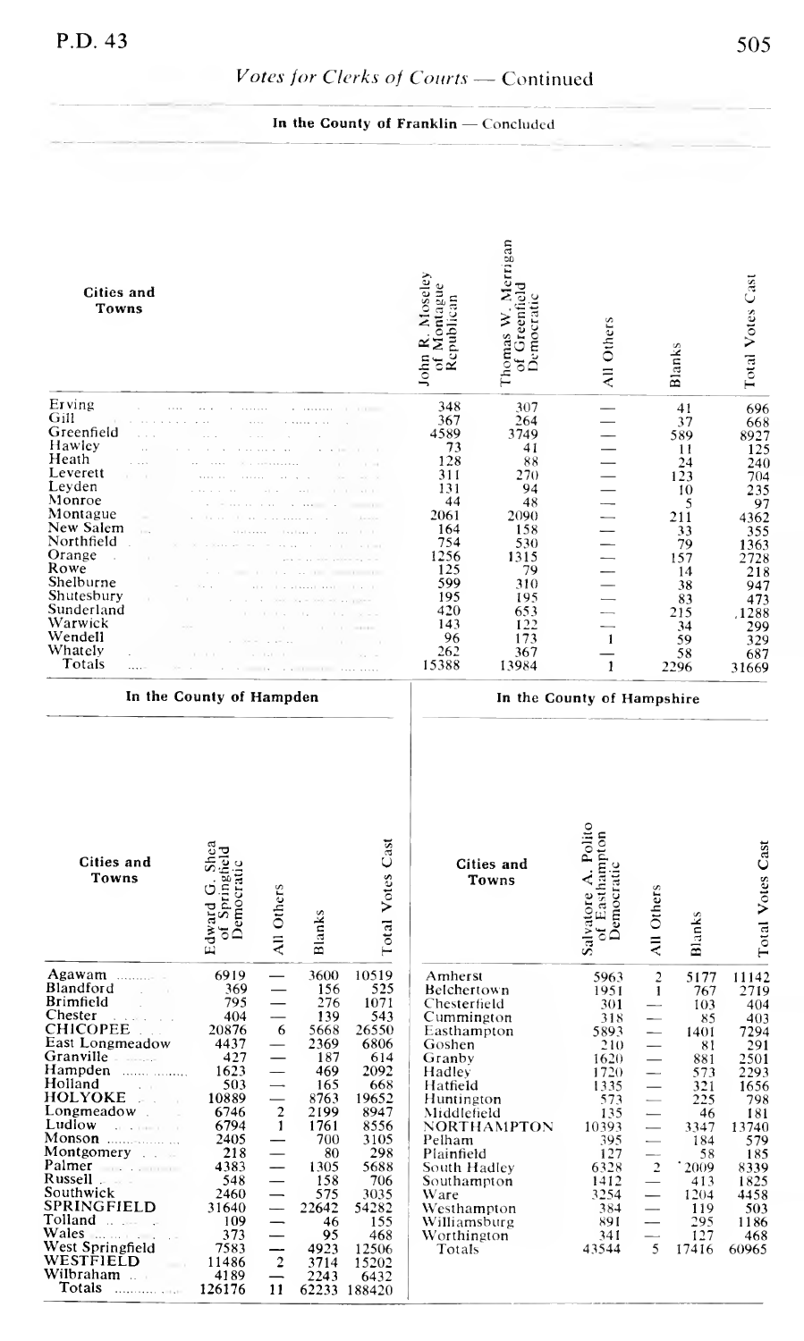## Votes for Clerks of Courts — Continued

### In the County of Franklin — Concluded

| Cities and Towns | John R. Moseley of Montague Republican | Thomas W. Merrigan of Greenfield Democratic | All Others | Blanks | Total Votes Cast |
|---|---|---|---|---|---|
| Erving | 348 | 307 | — | 41 | 696 |
| Gill | 367 | 264 | — | 37 | 668 |
| Greenfield | 4589 | 3749 | — | 589 | 8927 |
| Hawley | 73 | 41 | — | 11 | 125 |
| Heath | 128 | 88 | — | 24 | 240 |
| Leverett | 311 | 270 | — | 123 | 704 |
| Leyden | 131 | 94 | — | 10 | 235 |
| Monroe | 44 | 48 | — | 5 | 97 |
| Montague | 2061 | 2090 | — | 211 | 4362 |
| New Salem | 164 | 158 | — | 33 | 355 |
| Northfield | 754 | 530 | — | 79 | 1363 |
| Orange | 1256 | 1315 | — | 157 | 2728 |
| Rowe | 125 | 79 | — | 14 | 218 |
| Shelburne | 599 | 310 | — | 38 | 947 |
| Shutesbury | 195 | 195 | — | 83 | 473 |
| Sunderland | 420 | 653 | — | 215 | 1288 |
| Warwick | 143 | 122 | — | 34 | 299 |
| Wendell | 96 | 173 | 1 | 59 | 329 |
| Whately | 262 | 367 | — | 58 | 687 |
| Totals | 15388 | 13984 | 1 | 2296 | 31669 |

### In the County of Hampden

| Cities and Towns | Edward G. Shea of Springfield Democratic | All Others | Blanks | Total Votes Cast |
|---|---|---|---|---|
| Agawam | 6919 | — | 3600 | 10519 |
| Blandford | 369 | — | 156 | 525 |
| Brimfield | 795 | — | 276 | 1071 |
| Chester | 404 | — | 139 | 543 |
| CHICOPEE | 20876 | 6 | 5668 | 26550 |
| East Longmeadow | 4437 | — | 2369 | 6806 |
| Granville | 427 | — | 187 | 614 |
| Hampden | 1623 | — | 469 | 2092 |
| Holland | 503 | — | 165 | 668 |
| HOLYOKE | 10889 | — | 8763 | 19652 |
| Longmeadow | 6746 | 2 | 2199 | 8947 |
| Ludlow | 6794 | 1 | 1761 | 8556 |
| Monson | 2405 | — | 700 | 3105 |
| Montgomery | 218 | — | 80 | 298 |
| Palmer | 4383 | — | 1305 | 5688 |
| Russell | 548 | — | 158 | 706 |
| Southwick | 2460 | — | 575 | 3035 |
| SPRINGFIELD | 31640 | — | 22642 | 54282 |
| Tolland | 109 | — | 46 | 155 |
| Wales | 373 | — | 95 | 468 |
| West Springfield | 7583 | — | 4923 | 12506 |
| WESTFIELD | 11486 | 2 | 3714 | 15202 |
| Wilbraham | 4189 | — | 2243 | 6432 |
| Totals | 126176 | 11 | 62233 | 188420 |

### In the County of Hampshire

| Cities and Towns | Salvatore A. Polito of Easthampton Democratic | All Others | Blanks | Total Votes Cast |
|---|---|---|---|---|
| Amherst | 5963 | 2 | 5177 | 11142 |
| Belchertown | 1951 | 1 | 767 | 2719 |
| Chesterfield | 301 | — | 103 | 404 |
| Cummington | 318 | — | 85 | 403 |
| Easthampton | 5893 | — | 1401 | 7294 |
| Goshen | 210 | — | 81 | 291 |
| Granby | 1620 | — | 881 | 2501 |
| Hadley | 1720 | — | 573 | 2293 |
| Hatfield | 1335 | — | 321 | 1656 |
| Huntington | 573 | — | 225 | 798 |
| Middlefield | 135 | — | 46 | 181 |
| NORTHAMPTON | 10393 | — | 3347 | 13740 |
| Pelham | 395 | — | 184 | 579 |
| Plainfield | 127 | — | 58 | 185 |
| South Hadley | 6328 | 2 | 2009 | 8339 |
| Southampton | 1412 | — | 413 | 1825 |
| Ware | 3254 | — | 1204 | 4458 |
| Westhampton | 384 | — | 119 | 503 |
| Williamsburg | 891 | — | 295 | 1186 |
| Worthington | 341 | — | 127 | 468 |
| Totals | 43544 | 5 | 17416 | 60965 |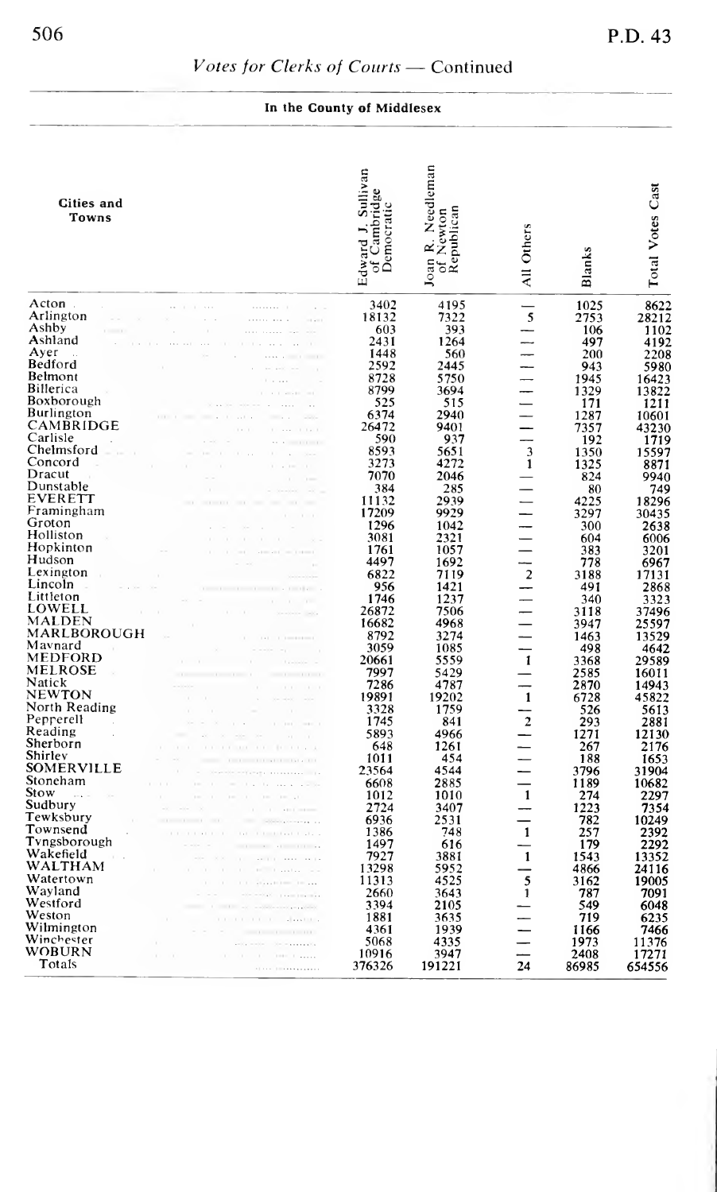## *Votes for Clerks of Courts* — Continued

### In the County of Middlesex

| Cities and Towns | Edward J. Sullivan of Cambridge Democratic | Joan R. Needleman of Newton Republican | All Others | Blanks | Total Votes Cast |
|---|---|---|---|---|---|
| Acton | 3402 | 4195 | — | 1025 | 8622 |
| Arlington | 18132 | 7322 | 5 | 2753 | 28212 |
| Ashby | 603 | 393 | — | 106 | 1102 |
| Ashland | 2431 | 1264 | — | 497 | 4192 |
| Ayer | 1448 | 560 | — | 200 | 2208 |
| Bedford | 2592 | 2445 | — | 943 | 5980 |
| Belmont | 8728 | 5750 | — | 1945 | 16423 |
| Billerica | 8799 | 3694 | — | 1329 | 13822 |
| Boxborough | 525 | 515 | — | 171 | 1211 |
| Burlington | 6374 | 2940 | — | 1287 | 10601 |
| CAMBRIDGE | 26472 | 9401 | — | 7357 | 43230 |
| Carlisle | 590 | 937 | — | 192 | 1719 |
| Chelmsford | 8593 | 5651 | 3 | 1350 | 15597 |
| Concord | 3273 | 4272 | 1 | 1325 | 8871 |
| Dracut | 7070 | 2046 | — | 824 | 9940 |
| Dunstable | 384 | 285 | — | 80 | 749 |
| EVERETT | 11132 | 2939 | — | 4225 | 18296 |
| Framingham | 17209 | 9929 | — | 3297 | 30435 |
| Groton | 1296 | 1042 | — | 300 | 2638 |
| Holliston | 3081 | 2321 | — | 604 | 6006 |
| Hopkinton | 1761 | 1057 | — | 383 | 3201 |
| Hudson | 4497 | 1692 | — | 778 | 6967 |
| Lexington | 6822 | 7119 | 2 | 3188 | 17131 |
| Lincoln | 956 | 1421 | — | 491 | 2868 |
| Littleton | 1746 | 1237 | — | 340 | 3323 |
| LOWELL | 26872 | 7506 | — | 3118 | 37496 |
| MALDEN | 16682 | 4968 | — | 3947 | 25597 |
| MARLBOROUGH | 8792 | 3274 | — | 1463 | 13529 |
| Maynard | 3059 | 1085 | — | 498 | 4642 |
| MEDFORD | 20661 | 5559 | 1 | 3368 | 29589 |
| MELROSE | 7997 | 5429 | — | 2585 | 16011 |
| Natick | 7286 | 4787 | — | 2870 | 14943 |
| NEWTON | 19891 | 19202 | 1 | 6728 | 45822 |
| North Reading | 3328 | 1759 | — | 526 | 5613 |
| Pepperell | 1745 | 841 | 2 | 293 | 2881 |
| Reading | 5893 | 4966 | — | 1271 | 12130 |
| Sherborn | 648 | 1261 | — | 267 | 2176 |
| Shirley | 1011 | 454 | — | 188 | 1653 |
| SOMERVILLE | 23564 | 4544 | — | 3796 | 31904 |
| Stoneham | 6608 | 2885 | — | 1189 | 10682 |
| Stow | 1012 | 1010 | 1 | 274 | 2297 |
| Sudbury | 2724 | 3407 | — | 1223 | 7354 |
| Tewksbury | 6936 | 2531 | — | 782 | 10249 |
| Townsend | 1386 | 748 | 1 | 257 | 2392 |
| Tyngsborough | 1497 | 616 | — | 179 | 2292 |
| Wakefield | 7927 | 3881 | 1 | 1543 | 13352 |
| WALTHAM | 13298 | 5952 | — | 4866 | 24116 |
| Watertown | 11313 | 4525 | 5 | 3162 | 19005 |
| Wayland | 2660 | 3643 | 1 | 787 | 7091 |
| Westford | 3394 | 2105 | — | 549 | 6048 |
| Weston | 1881 | 3635 | — | 719 | 6235 |
| Wilmington | 4361 | 1939 | — | 1166 | 7466 |
| Winchester | 5068 | 4335 | — | 1973 | 11376 |
| WOBURN | 10916 | 3947 | — | 2408 | 17271 |
| Totals | 376326 | 191221 | 24 | 86985 | 654556 |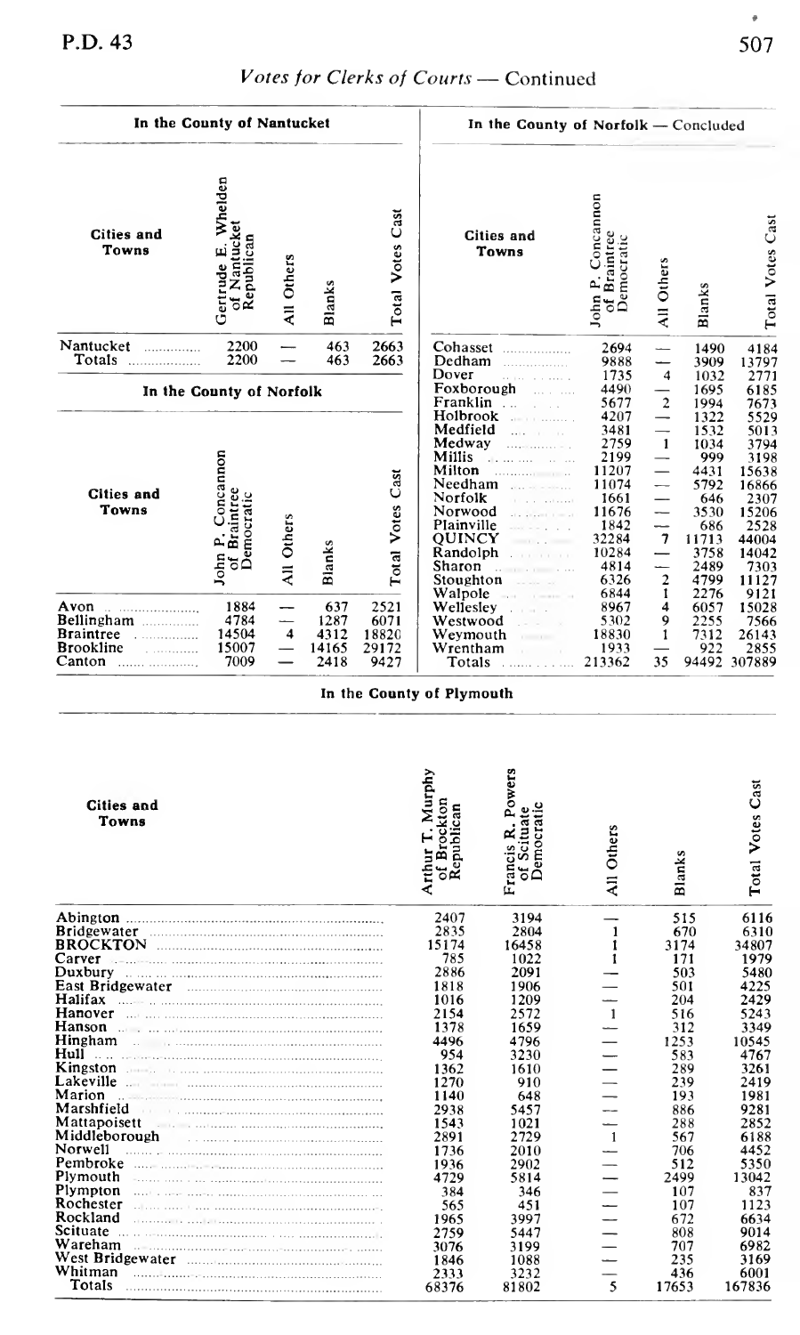## Votes for Clerks of Courts — Continued

### In the County of Nantucket

| Cities and Towns | Gertrude E. Whelden of Nantucket Republican | All Others | Blanks | Total Votes Cast |
|---|---|---|---|---|
| Nantucket | 2200 | — | 463 | 2663 |
| Totals | 2200 | — | 463 | 2663 |

### In the County of Norfolk

| Cities and Towns | John P. Concannon of Braintree Democratic | All Others | Blanks | Total Votes Cast |
|---|---|---|---|---|
| Avon | 1884 | — | 637 | 2521 |
| Bellingham | 4784 | — | 1287 | 6071 |
| Braintree | 14504 | 4 | 4312 | 18820 |
| Brookline | 15007 | — | 14165 | 29172 |
| Canton | 7009 | — | 2418 | 9427 |

### In the County of Norfolk — Concluded

| Cities and Towns | John P. Concannon of Braintree Democratic | All Others | Blanks | Total Votes Cast |
|---|---|---|---|---|
| Cohasset | 2694 | — | 1490 | 4184 |
| Dedham | 9888 | — | 3909 | 13797 |
| Dover | 1735 | 4 | 1032 | 2771 |
| Foxborough | 4490 | — | 1695 | 6185 |
| Franklin | 5677 | 2 | 1994 | 7673 |
| Holbrook | 4207 | — | 1322 | 5529 |
| Medfield | 3481 | — | 1532 | 5013 |
| Medway | 2759 | 1 | 1034 | 3794 |
| Millis | 2199 | — | 999 | 3198 |
| Milton | 11207 | — | 4431 | 15638 |
| Needham | 11074 | — | 5792 | 16866 |
| Norfolk | 1661 | — | 646 | 2307 |
| Norwood | 11676 | — | 3530 | 15206 |
| Plainville | 1842 | — | 686 | 2528 |
| QUINCY | 32284 | 7 | 11713 | 44004 |
| Randolph | 10284 | — | 3758 | 14042 |
| Sharon | 4814 | — | 2489 | 7303 |
| Stoughton | 6326 | 2 | 4799 | 11127 |
| Walpole | 6844 | 1 | 2276 | 9121 |
| Wellesley | 8967 | 4 | 6057 | 15028 |
| Westwood | 5302 | 9 | 2255 | 7566 |
| Weymouth | 18830 | 1 | 7312 | 26143 |
| Wrentham | 1933 | — | 922 | 2855 |
| Totals | 213362 | 35 | 94492 | 307889 |

### In the County of Plymouth

| Cities and Towns | Arthur T. Murphy of Brockton Republican | Francis R. Powers of Scituate Democratic | All Others | Blanks | Total Votes Cast |
|---|---|---|---|---|---|
| Abington | 2407 | 3194 | — | 515 | 6116 |
| Bridgewater | 2835 | 2804 | 1 | 670 | 6310 |
| BROCKTON | 15174 | 16458 | 1 | 3174 | 34807 |
| Carver | 785 | 1022 | 1 | 171 | 1979 |
| Duxbury | 2886 | 2091 | — | 503 | 5480 |
| East Bridgewater | 1818 | 1906 | — | 501 | 4225 |
| Halifax | 1016 | 1209 | — | 204 | 2429 |
| Hanover | 2154 | 2572 | 1 | 516 | 5243 |
| Hanson | 1378 | 1659 | — | 312 | 3349 |
| Hingham | 4496 | 4796 | — | 1253 | 10545 |
| Hull | 954 | 3230 | — | 583 | 4767 |
| Kingston | 1362 | 1610 | — | 289 | 3261 |
| Lakeville | 1270 | 910 | — | 239 | 2419 |
| Marion | 1140 | 648 | — | 193 | 1981 |
| Marshfield | 2938 | 5457 | — | 886 | 9281 |
| Mattapoisett | 1543 | 1021 | — | 288 | 2852 |
| Middleborough | 2891 | 2729 | 1 | 567 | 6188 |
| Norwell | 1736 | 2010 | — | 706 | 4452 |
| Pembroke | 1936 | 2902 | — | 512 | 5350 |
| Plymouth | 4729 | 5814 | — | 2499 | 13042 |
| Plympton | 384 | 346 | — | 107 | 837 |
| Rochester | 565 | 451 | — | 107 | 1123 |
| Rockland | 1965 | 3997 | — | 672 | 6634 |
| Scituate | 2759 | 5447 | — | 808 | 9014 |
| Wareham | 3076 | 3199 | — | 707 | 6982 |
| West Bridgewater | 1846 | 1088 | — | 235 | 3169 |
| Whitman | 2333 | 3232 | — | 436 | 6001 |
| Totals | 68376 | 81802 | 5 | 17653 | 167836 |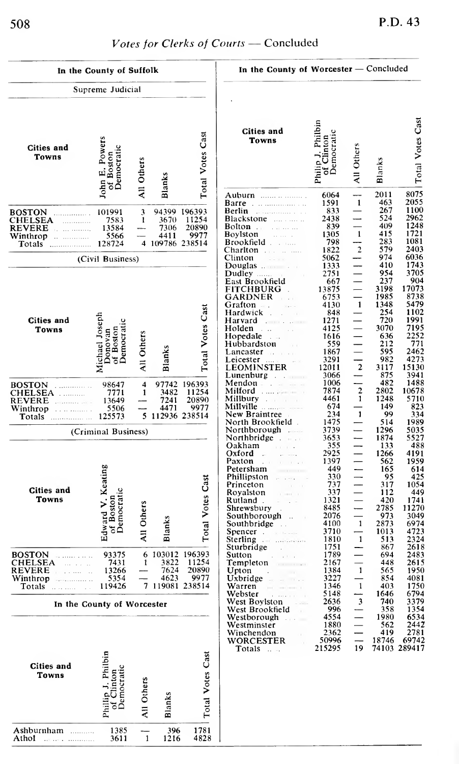## Votes for Clerks of Courts — Concluded

### In the County of Suffolk

#### Supreme Judicial

| Cities and Towns | John E. Powers of Boston Democratic | All Others | Blanks | Total Votes Cast |
|---|---|---|---|---|
| BOSTON | 101991 | 3 | 94399 | 196393 |
| CHELSEA | 7583 | 1 | 3670 | 11254 |
| REVERE | 13584 | — | 7306 | 20890 |
| Winthrop | 5566 | — | 4411 | 9977 |
| Totals | 128724 | 4 | 109786 | 238514 |

#### (Civil Business)

| Cities and Towns | Michael Joseph Donovan of Boston Democratic | All Others | Blanks | Total Votes Cast |
|---|---|---|---|---|
| BOSTON | 98647 | 4 | 97742 | 196393 |
| CHELSEA | 7771 | 1 | 3482 | 11254 |
| REVERE | 13649 | — | 7241 | 20890 |
| Winthrop | 5506 | — | 4471 | 9977 |
| Totals | 125573 | 5 | 112936 | 238514 |

#### (Criminal Business)

| Cities and Towns | Edward V. Keating of Boston Democratic | All Others | Blanks | Total Votes Cast |
|---|---|---|---|---|
| BOSTON | 93375 | 6 | 103012 | 196393 |
| CHELSEA | 7431 | 1 | 3822 | 11254 |
| REVERE | 13266 | — | 7624 | 20890 |
| Winthrop | 5354 | — | 4623 | 9977 |
| Totals | 119426 | 7 | 119081 | 238514 |

### In the County of Worcester

| Cities and Towns | Philip J. Philbin of Clinton Democratic | All Others | Blanks | Total Votes Cast |
|---|---|---|---|---|
| Ashburnham | 1385 | — | 396 | 1781 |
| Athol | 3611 | 1 | 1216 | 4828 |
| Auburn | 6064 | — | 2011 | 8075 |
| Barre | 1591 | 1 | 463 | 2055 |
| Berlin | 833 | — | 267 | 1100 |
| Blackstone | 2438 | — | 524 | 2962 |
| Bolton | 839 | — | 409 | 1248 |
| Boylston | 1305 | 1 | 415 | 1721 |
| Brookfield | 798 | — | 283 | 1081 |
| Charlton | 1822 | 2 | 579 | 2403 |
| Clinton | 5062 | — | 974 | 6036 |
| Douglas | 1333 | — | 410 | 1743 |
| Dudley | 2751 | — | 954 | 3705 |
| East Brookfield | 667 | — | 237 | 904 |
| FITCHBURG | 13875 | — | 3198 | 17073 |
| GARDNER | 6753 | — | 1985 | 8738 |
| Grafton | 4130 | 1 | 1348 | 5479 |
| Hardwick | 848 | — | 254 | 1102 |
| Harvard | 1271 | — | 720 | 1991 |
| Holden | 4125 | — | 3070 | 7195 |
| Hopedale | 1616 | — | 636 | 2252 |
| Hubbardston | 559 | — | 212 | 771 |
| Lancaster | 1867 | — | 595 | 2462 |
| Leicester | 3291 | — | 982 | 4273 |
| LEOMINSTER | 12011 | 2 | 3117 | 15130 |
| Lunenburg | 3066 | — | 875 | 3941 |
| Mendon | 1006 | — | 482 | 1488 |
| Milford | 7874 | 2 | 2802 | 10678 |
| Millbury | 4461 | 1 | 1248 | 5710 |
| Millville | 674 | — | 149 | 823 |
| New Braintree | 234 | 1 | 99 | 334 |
| North Brookfield | 1475 | — | 514 | 1989 |
| Northborough | 3739 | — | 1296 | 5035 |
| Northbridge | 3653 | — | 1874 | 5527 |
| Oakham | 355 | — | 133 | 488 |
| Oxford | 2925 | — | 1266 | 4191 |
| Paxton | 1397 | — | 562 | 1959 |
| Petersham | 449 | — | 165 | 614 |
| Phillipston | 330 | — | 95 | 425 |
| Princeton | 737 | — | 317 | 1054 |
| Royalston | 337 | — | 112 | 449 |
| Rutland | 1321 | — | 420 | 1741 |
| Shrewsbury | 8485 | — | 2785 | 11270 |
| Southborough | 2076 | — | 973 | 3049 |
| Southbridge | 4100 | 1 | 2873 | 6974 |
| Spencer | 3710 | — | 1013 | 4723 |
| Sterling | 1810 | 1 | 513 | 2324 |
| Sturbridge | 1751 | — | 867 | 2618 |
| Sutton | 1789 | — | 694 | 2483 |
| Templeton | 2167 | — | 448 | 2615 |
| Upton | 1384 | 1 | 565 | 1950 |
| Uxbridge | 3227 | — | 854 | 4081 |
| Warren | 1346 | 1 | 403 | 1750 |
| Webster | 5148 | — | 1646 | 6794 |
| West Boylston | 2636 | 3 | 740 | 3379 |
| West Brookfield | 996 | — | 358 | 1354 |
| Westborough | 4554 | — | 1980 | 6534 |
| Westminster | 1880 | — | 562 | 2442 |
| Winchendon | 2362 | — | 419 | 2781 |
| WORCESTER | 50996 | — | 18746 | 69742 |
| Totals | 215295 | 19 | 74103 | 289417 |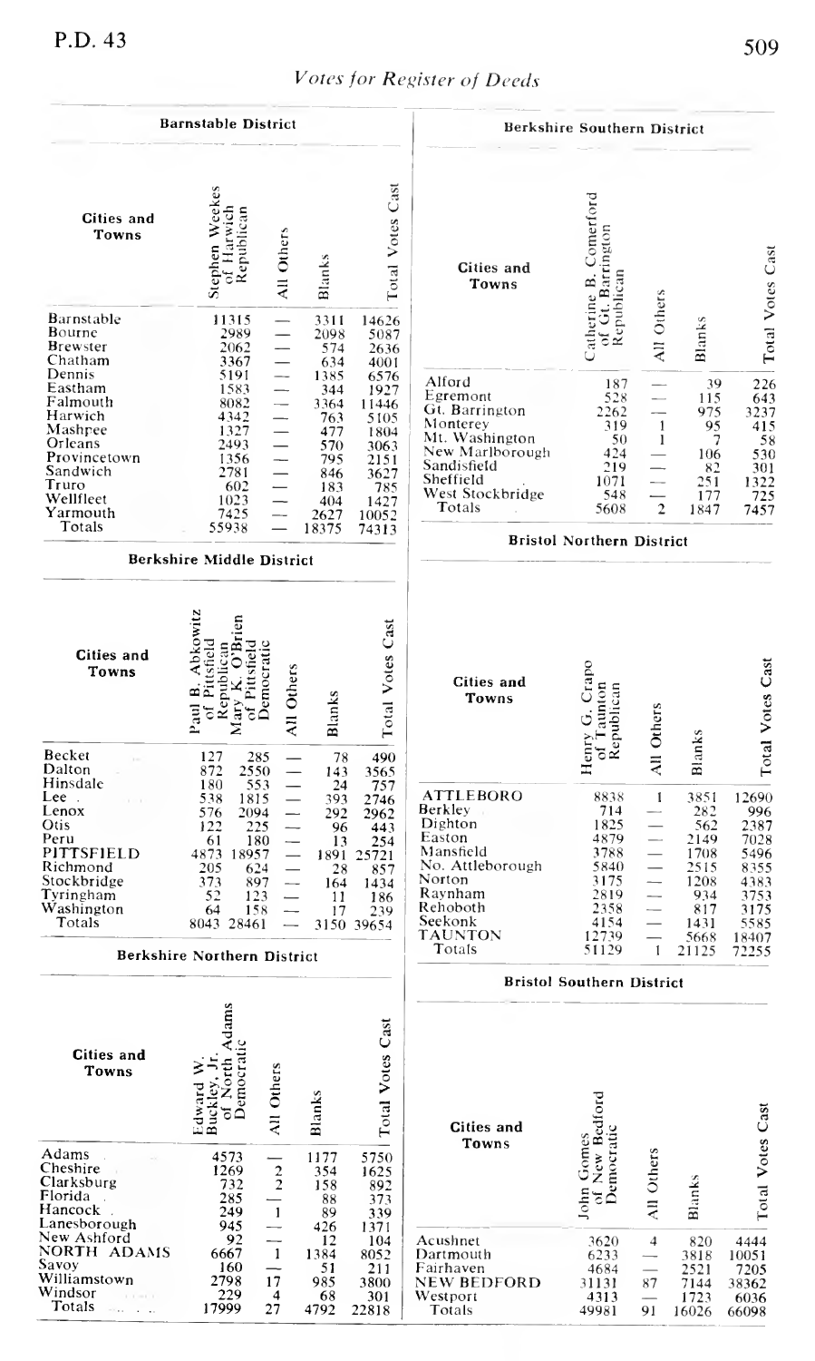# Votes for Register of Deeds

## Barnstable District

| Cities and Towns | Stephen Weekes of Harwich Republican | All Others | Blanks | Total Votes Cast |
|---|---|---|---|---|
| Barnstable | 11315 | — | 3311 | 14626 |
| Bourne | 2989 | — | 2098 | 5087 |
| Brewster | 2062 | — | 574 | 2636 |
| Chatham | 3367 | — | 634 | 4001 |
| Dennis | 5191 | — | 1385 | 6576 |
| Eastham | 1583 | — | 344 | 1927 |
| Falmouth | 8082 | — | 3364 | 11446 |
| Harwich | 4342 | — | 763 | 5105 |
| Mashpee | 1327 | — | 477 | 1804 |
| Orleans | 2493 | — | 570 | 3063 |
| Provincetown | 1356 | — | 795 | 2151 |
| Sandwich | 2781 | — | 846 | 3627 |
| Truro | 602 | — | 183 | 785 |
| Wellfleet | 1023 | — | 404 | 1427 |
| Yarmouth | 7425 | — | 2627 | 10052 |
| Totals | 55938 | — | 18375 | 74313 |

## Berkshire Middle District

| Cities and Towns | Paul B. Abkowitz of Pittsfield Republican | Mary K. O'Brien of Pittsfield Democratic | All Others | Blanks | Total Votes Cast |
|---|---|---|---|---|---|
| Becket | 127 | 285 | — | 78 | 490 |
| Dalton | 872 | 2550 | — | 143 | 3565 |
| Hinsdale | 180 | 553 | — | 24 | 757 |
| Lee | 538 | 1815 | — | 393 | 2746 |
| Lenox | 576 | 2094 | — | 292 | 2962 |
| Otis | 122 | 225 | — | 96 | 443 |
| Peru | 61 | 180 | — | 13 | 254 |
| PITTSFIELD | 4873 | 18957 | — | 1891 | 25721 |
| Richmond | 205 | 624 | — | 28 | 857 |
| Stockbridge | 373 | 897 | — | 164 | 1434 |
| Tyringham | 52 | 123 | — | 11 | 186 |
| Washington | 64 | 158 | — | 17 | 239 |
| Totals | 8043 | 28461 | — | 3150 | 39654 |

## Berkshire Northern District

| Cities and Towns | Edward W. Buckley, Jr. of North Adams Democratic | All Others | Blanks | Total Votes Cast |
|---|---|---|---|---|
| Adams | 4573 | — | 1177 | 5750 |
| Cheshire | 1269 | 2 | 354 | 1625 |
| Clarksburg | 732 | 2 | 158 | 892 |
| Florida | 285 | — | 88 | 373 |
| Hancock | 249 | 1 | 89 | 339 |
| Lanesborough | 945 | — | 426 | 1371 |
| New Ashford | 92 | — | 12 | 104 |
| NORTH ADAMS | 6667 | 1 | 1384 | 8052 |
| Savoy | 160 | — | 51 | 211 |
| Williamstown | 2798 | 17 | 985 | 3800 |
| Windsor | 229 | 4 | 68 | 301 |
| Totals | 17999 | 27 | 4792 | 22818 |

## Berkshire Southern District

| Cities and Towns | Catherine B. Comerford of Gt. Barrington Republican | All Others | Blanks | Total Votes Cast |
|---|---|---|---|---|
| Alford | 187 | — | 39 | 226 |
| Egremont | 528 | — | 115 | 643 |
| Gt. Barrington | 2262 | — | 975 | 3237 |
| Monterey | 319 | 1 | 95 | 415 |
| Mt. Washington | 50 | 1 | 7 | 58 |
| New Marlborough | 424 | — | 106 | 530 |
| Sandisfield | 219 | — | 82 | 301 |
| Sheffield | 1071 | — | 251 | 1322 |
| West Stockbridge | 548 | — | 177 | 725 |
| Totals | 5608 | 2 | 1847 | 7457 |

## Bristol Northern District

| Cities and Towns | Henry G. Crapo of Taunton Republican | All Others | Blanks | Total Votes Cast |
|---|---|---|---|---|
| ATTLEBORO | 8838 | 1 | 3851 | 12690 |
| Berkley | 714 | — | 282 | 996 |
| Dighton | 1825 | — | 562 | 2387 |
| Easton | 4879 | — | 2149 | 7028 |
| Mansfield | 3788 | — | 1708 | 5496 |
| No. Attleborough | 5840 | — | 2515 | 8355 |
| Norton | 3175 | — | 1208 | 4383 |
| Raynham | 2819 | — | 934 | 3753 |
| Rehoboth | 2358 | — | 817 | 3175 |
| Seekonk | 4154 | — | 1431 | 5585 |
| TAUNTON | 12739 | — | 5668 | 18407 |
| Totals | 51129 | 1 | 21125 | 72255 |

## Bristol Southern District

| Cities and Towns | John Gomes of New Bedford Democratic | All Others | Blanks | Total Votes Cast |
|---|---|---|---|---|
| Acushnet | 3620 | 4 | 820 | 4444 |
| Dartmouth | 6233 | — | 3818 | 10051 |
| Fairhaven | 4684 | — | 2521 | 7205 |
| NEW BEDFORD | 31131 | 87 | 7144 | 38362 |
| Westport | 4313 | — | 1723 | 6036 |
| Totals | 49981 | 91 | 16026 | 66098 |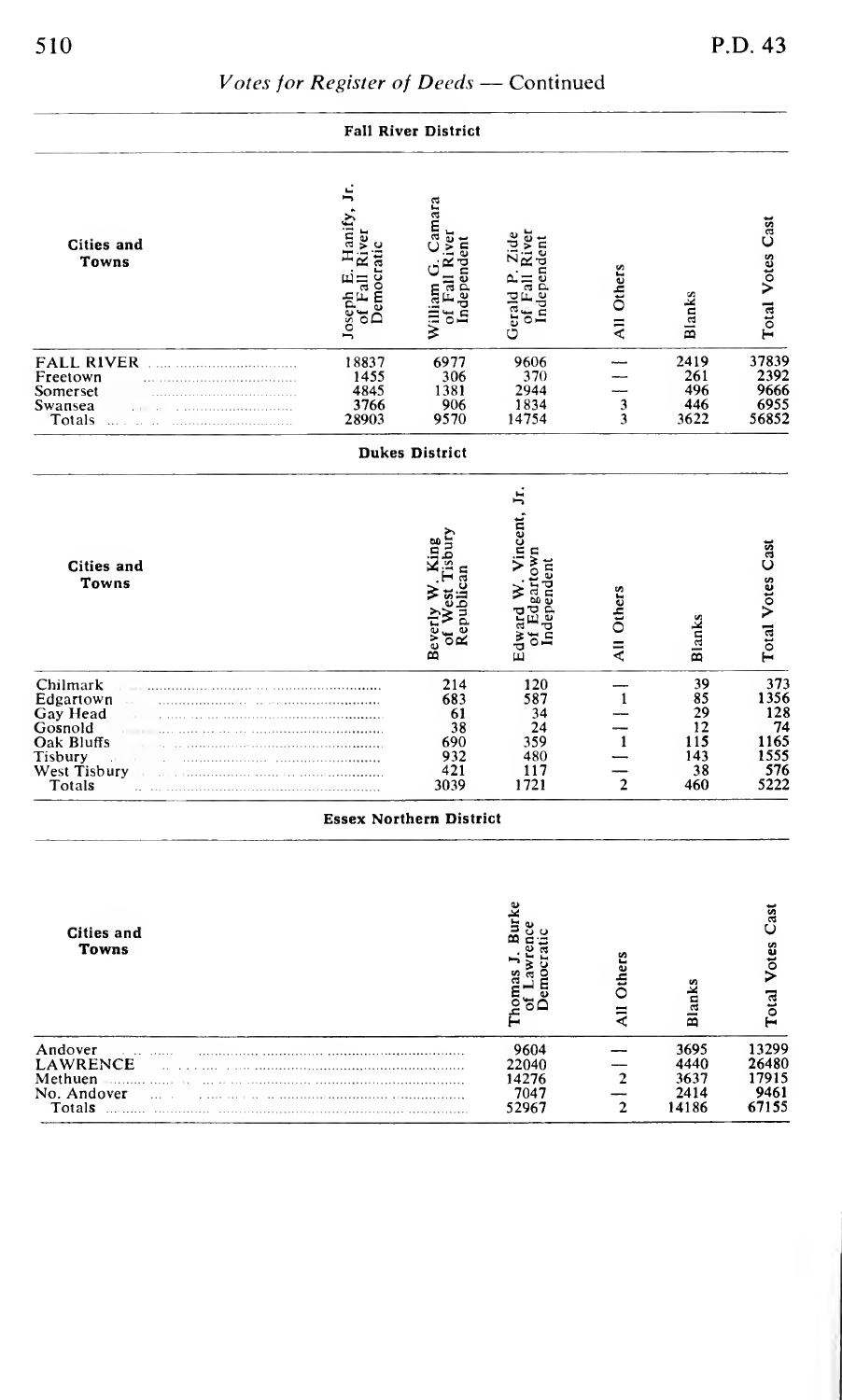## *Votes for Register of Deeds* — Continued

### Fall River District

| Cities and Towns | Joseph E. Hanify, Jr. of Fall River Democratic | William G. Camara of Fall River Independent | Gerald P. Zide of Fall River Independent | All Others | Blanks | Total Votes Cast |
|---|---|---|---|---|---|---|
| FALL RIVER | 18837 | 6977 | 9606 | — | 2419 | 37839 |
| Freetown | 1455 | 306 | 370 | — | 261 | 2392 |
| Somerset | 4845 | 1381 | 2944 | — | 496 | 9666 |
| Swansea | 3766 | 906 | 1834 | 3 | 446 | 6955 |
| Totals | 28903 | 9570 | 14754 | 3 | 3622 | 56852 |

### Dukes District

| Cities and Towns | Beverly W. King of West Tisbury Republican | Edward W. Vincent, Jr. of Edgartown Independent | All Others | Blanks | Total Votes Cast |
|---|---|---|---|---|---|
| Chilmark | 214 | 120 | — | 39 | 373 |
| Edgartown | 683 | 587 | 1 | 85 | 1356 |
| Gay Head | 61 | 34 | — | 29 | 128 |
| Gosnold | 38 | 24 | — | 12 | 74 |
| Oak Bluffs | 690 | 359 | 1 | 115 | 1165 |
| Tisbury | 932 | 480 | — | 143 | 1555 |
| West Tisbury | 421 | 117 | — | 38 | 576 |
| Totals | 3039 | 1721 | 2 | 460 | 5222 |

### Essex Northern District

| Cities and Towns | Thomas J. Burke of Lawrence Democratic | All Others | Blanks | Total Votes Cast |
|---|---|---|---|---|
| Andover | 9604 | — | 3695 | 13299 |
| LAWRENCE | 22040 | — | 4440 | 26480 |
| Methuen | 14276 | 2 | 3637 | 17915 |
| No. Andover | 7047 | — | 2414 | 9461 |
| Totals | 52967 | 2 | 14186 | 67155 |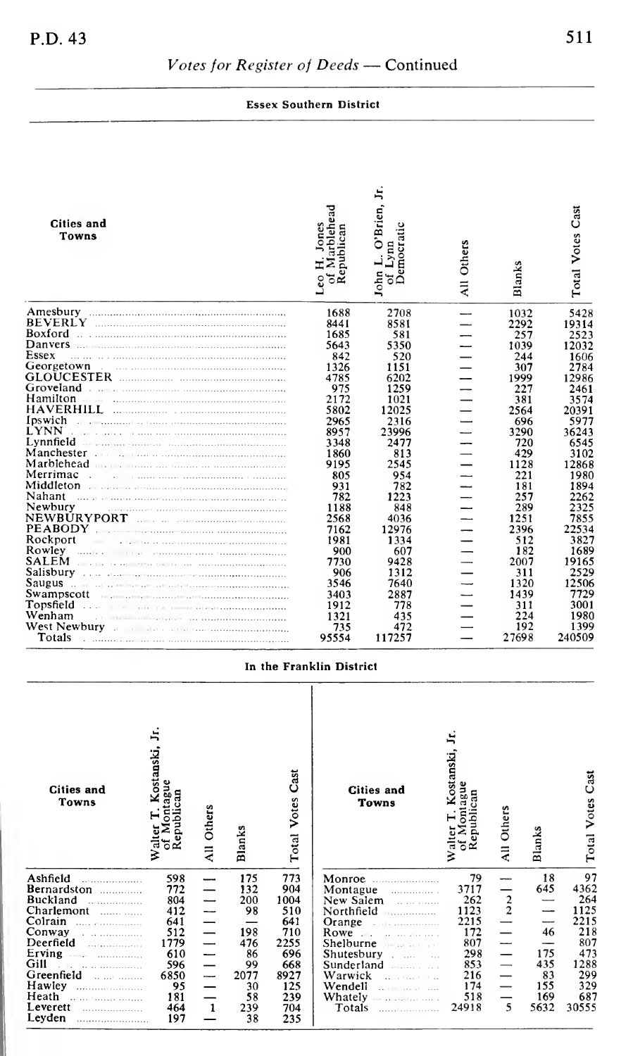## *Votes for Register of Deeds* — Continued

### Essex Southern District

| Cities and Towns | Leo H. Jones of Marblehead Republican | John L. O'Brien, Jr. of Lynn Democratic | All Others | Blanks | Total Votes Cast |
|---|---|---|---|---|---|
| Amesbury | 1688 | 2708 | — | 1032 | 5428 |
| BEVERLY | 8441 | 8581 | — | 2292 | 19314 |
| Boxford | 1685 | 581 | — | 257 | 2523 |
| Danvers | 5643 | 5350 | — | 1039 | 12032 |
| Essex | 842 | 520 | — | 244 | 1606 |
| Georgetown | 1326 | 1151 | — | 307 | 2784 |
| GLOUCESTER | 4785 | 6202 | — | 1999 | 12986 |
| Groveland | 975 | 1259 | — | 227 | 2461 |
| Hamilton | 2172 | 1021 | — | 381 | 3574 |
| HAVERHILL | 5802 | 12025 | — | 2564 | 20391 |
| Ipswich | 2965 | 2316 | — | 696 | 5977 |
| LYNN | 8957 | 23996 | — | 3290 | 36243 |
| Lynnfield | 3348 | 2477 | — | 720 | 6545 |
| Manchester | 1860 | 813 | — | 429 | 3102 |
| Marblehead | 9195 | 2545 | — | 1128 | 12868 |
| Merrimac | 805 | 954 | — | 221 | 1980 |
| Middleton | 931 | 782 | — | 181 | 1894 |
| Nahant | 782 | 1223 | — | 257 | 2262 |
| Newbury | 1188 | 848 | — | 289 | 2325 |
| NEWBURYPORT | 2568 | 4036 | — | 1251 | 7855 |
| PEABODY | 7162 | 12976 | — | 2396 | 22534 |
| Rockport | 1981 | 1334 | — | 512 | 3827 |
| Rowley | 900 | 607 | — | 182 | 1689 |
| SALEM | 7730 | 9428 | — | 2007 | 19165 |
| Salisbury | 906 | 1312 | — | 311 | 2529 |
| Saugus | 3546 | 7640 | — | 1320 | 12506 |
| Swampscott | 3403 | 2887 | — | 1439 | 7729 |
| Topsfield | 1912 | 778 | — | 311 | 3001 |
| Wenham | 1321 | 435 | — | 224 | 1980 |
| West Newbury | 735 | 472 | — | 192 | 1399 |
| Totals | 95554 | 117257 | — | 27698 | 240509 |

### In the Franklin District

| Cities and Towns | Walter T. Kostanski, Jr. of Montague Republican | All Others | Blanks | Total Votes Cast |
|---|---|---|---|---|
| Ashfield | 598 | — | 175 | 773 |
| Bernardston | 772 | — | 132 | 904 |
| Buckland | 804 | — | 200 | 1004 |
| Charlemont | 412 | — | 98 | 510 |
| Colrain | 641 | — | — | 641 |
| Conway | 512 | — | 198 | 710 |
| Deerfield | 1779 | — | 476 | 2255 |
| Erving | 610 | — | 86 | 696 |
| Gill | 596 | — | 99 | 668 |
| Greenfield | 6850 | — | 2077 | 8927 |
| Hawley | 95 | — | 30 | 125 |
| Heath | 181 | — | 58 | 239 |
| Leverett | 464 | 1 | 239 | 704 |
| Leyden | 197 | — | 38 | 235 |
| Monroe | 79 | — | 18 | 97 |
| Montague | 3717 | — | 645 | 4362 |
| New Salem | 262 | 2 | — | 264 |
| Northfield | 1123 | 2 | — | 1125 |
| Orange | 2215 | — | — | 2215 |
| Rowe | 172 | — | 46 | 218 |
| Shelburne | 807 | — | — | 807 |
| Shutesbury | 298 | — | 175 | 473 |
| Sunderland | 853 | — | 435 | 1288 |
| Warwick | 216 | — | 83 | 299 |
| Wendell | 174 | — | 155 | 329 |
| Whately | 518 | — | 169 | 687 |
| Totals | 24918 | 5 | 5632 | 30555 |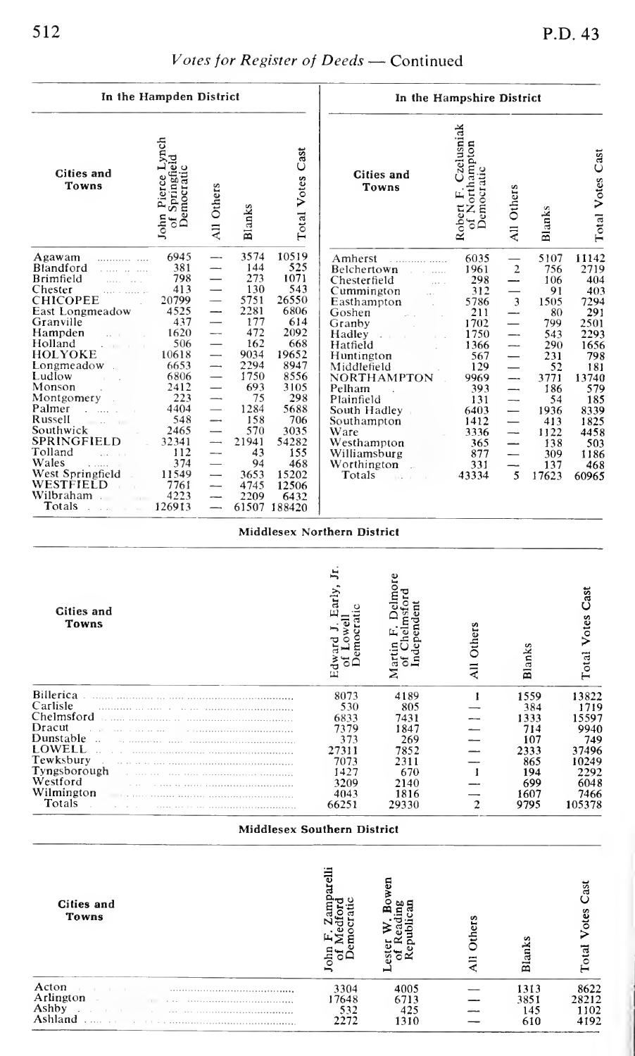## Votes for Register of Deeds — Continued

### In the Hampden District

| Cities and Towns | John Pierce Lynch of Springfield Democratic | All Others | Blanks | Total Votes Cast |
|---|---|---|---|---|
| Agawam | 6945 | — | 3574 | 10519 |
| Blandford | 381 | — | 144 | 525 |
| Brimfield | 798 | — | 273 | 1071 |
| Chester | 413 | — | 130 | 543 |
| CHICOPEE | 20799 | — | 5751 | 26550 |
| East Longmeadow | 4525 | — | 2281 | 6806 |
| Granville | 437 | — | 177 | 614 |
| Hampden | 1620 | — | 472 | 2092 |
| Holland | 506 | — | 162 | 668 |
| HOLYOKE | 10618 | — | 9034 | 19652 |
| Longmeadow | 6653 | — | 2294 | 8947 |
| Ludlow | 6806 | — | 1750 | 8556 |
| Monson | 2412 | — | 693 | 3105 |
| Montgomery | 223 | — | 75 | 298 |
| Palmer | 4404 | — | 1284 | 5688 |
| Russell | 548 | — | 158 | 706 |
| Southwick | 2465 | — | 570 | 3035 |
| SPRINGFIELD | 32341 | — | 21941 | 54282 |
| Tolland | 112 | — | 43 | 155 |
| Wales | 374 | — | 94 | 468 |
| West Springfield | 11549 | — | 3653 | 15202 |
| WESTFIELD | 7761 | — | 4745 | 12506 |
| Wilbraham | 4223 | — | 2209 | 6432 |
| Totals | 126913 | — | 61507 | 188420 |

### In the Hampshire District

| Cities and Towns | Robert F. Czelusniak of Northampton Democratic | All Others | Blanks | Total Votes Cast |
|---|---|---|---|---|
| Amherst | 6035 | — | 5107 | 11142 |
| Belchertown | 1961 | 2 | 756 | 2719 |
| Chesterfield | 298 | — | 106 | 404 |
| Cummington | 312 | — | 91 | 403 |
| Easthampton | 5786 | 3 | 1505 | 7294 |
| Goshen | 211 | — | 80 | 291 |
| Granby | 1702 | — | 799 | 2501 |
| Hadley | 1750 | — | 543 | 2293 |
| Hatfield | 1366 | — | 290 | 1656 |
| Huntington | 567 | — | 231 | 798 |
| Middlefield | 129 | — | 52 | 181 |
| NORTHAMPTON | 9969 | — | 3771 | 13740 |
| Pelham | 393 | — | 186 | 579 |
| Plainfield | 131 | — | 54 | 185 |
| South Hadley | 6403 | — | 1936 | 8339 |
| Southampton | 1412 | — | 413 | 1825 |
| Ware | 3336 | — | 1122 | 4458 |
| Westhampton | 365 | — | 138 | 503 |
| Williamsburg | 877 | — | 309 | 1186 |
| Worthington | 331 | — | 137 | 468 |
| Totals | 43334 | 5 | 17623 | 60965 |

### Middlesex Northern District

| Cities and Towns | Edward J. Early, Jr. of Lowell Democratic | Martin F. Delmore of Chelmsford Independent | All Others | Blanks | Total Votes Cast |
|---|---|---|---|---|---|
| Billerica | 8073 | 4189 | 1 | 1559 | 13822 |
| Carlisle | 530 | 805 | — | 384 | 1719 |
| Chelmsford | 6833 | 7431 | — | 1333 | 15597 |
| Dracut | 7379 | 1847 | — | 714 | 9940 |
| Dunstable | 373 | 269 | — | 107 | 749 |
| LOWELL | 27311 | 7852 | — | 2333 | 37496 |
| Tewksbury | 7073 | 2311 | — | 865 | 10249 |
| Tyngsborough | 1427 | 670 | 1 | 194 | 2292 |
| Westford | 3209 | 2140 | — | 699 | 6048 |
| Wilmington | 4043 | 1816 | — | 1607 | 7466 |
| Totals | 66251 | 29330 | 2 | 9795 | 105378 |

### Middlesex Southern District

| Cities and Towns | John F. Zamparelli of Medford Democratic | Lester W. Bowen of Reading Republican | All Others | Blanks | Total Votes Cast |
|---|---|---|---|---|---|
| Acton | 3304 | 4005 | — | 1313 | 8622 |
| Arlington | 17648 | 6713 | — | 3851 | 28212 |
| Ashby | 532 | 425 | — | 145 | 1102 |
| Ashland | 2272 | 1310 | — | 610 | 4192 |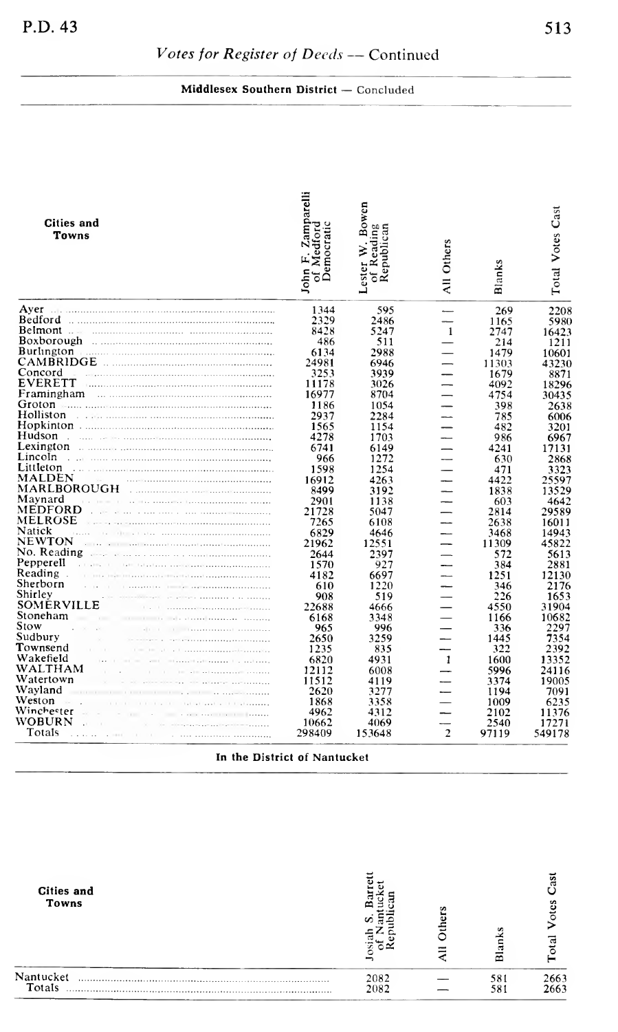## *Votes for Register of Deeds* — Continued

**Middlesex Southern District** — Concluded

| Cities and Towns | John F. Zamparelli of Medford Democratic | Lester W. Bowen of Reading Republican | All Others | Blanks | Total Votes Cast |
|---|---|---|---|---|---|
| Ayer | 1344 | 595 | — | 269 | 2208 |
| Bedford | 2329 | 2486 | — | 1165 | 5980 |
| Belmont | 8428 | 5247 | 1 | 2747 | 16423 |
| Boxborough | 486 | 511 | — | 214 | 1211 |
| Burlington | 6134 | 2988 | — | 1479 | 10601 |
| CAMBRIDGE | 24981 | 6946 | — | 11303 | 43230 |
| Concord | 3253 | 3939 | — | 1679 | 8871 |
| EVERETT | 11178 | 3026 | — | 4092 | 18296 |
| Framingham | 16977 | 8704 | — | 4754 | 30435 |
| Groton | 1186 | 1054 | — | 398 | 2638 |
| Holliston | 2937 | 2284 | — | 785 | 6006 |
| Hopkinton | 1565 | 1154 | — | 482 | 3201 |
| Hudson | 4278 | 1703 | — | 986 | 6967 |
| Lexington | 6741 | 6149 | — | 4241 | 17131 |
| Lincoln | 966 | 1272 | — | 630 | 2868 |
| Littleton | 1598 | 1254 | — | 471 | 3323 |
| MALDEN | 16912 | 4263 | — | 4422 | 25597 |
| MARLBOROUGH | 8499 | 3192 | — | 1838 | 13529 |
| Maynard | 2901 | 1138 | — | 603 | 4642 |
| MEDFORD | 21728 | 5047 | — | 2814 | 29589 |
| MELROSE | 7265 | 6108 | — | 2638 | 16011 |
| Natick | 6829 | 4646 | — | 3468 | 14943 |
| NEWTON | 21962 | 12551 | — | 11309 | 45822 |
| No. Reading | 2644 | 2397 | — | 572 | 5613 |
| Pepperell | 1570 | 927 | — | 384 | 2881 |
| Reading | 4182 | 6697 | — | 1251 | 12130 |
| Sherborn | 610 | 1220 | — | 346 | 2176 |
| Shirley | 908 | 519 | — | 226 | 1653 |
| SOMERVILLE | 22688 | 4666 | — | 4550 | 31904 |
| Stoneham | 6168 | 3348 | — | 1166 | 10682 |
| Stow | 965 | 996 | — | 336 | 2297 |
| Sudbury | 2650 | 3259 | — | 1445 | 7354 |
| Townsend | 1235 | 835 | — | 322 | 2392 |
| Wakefield | 6820 | 4931 | 1 | 1600 | 13352 |
| WALTHAM | 12112 | 6008 | — | 5996 | 24116 |
| Watertown | 11512 | 4119 | — | 3374 | 19005 |
| Wayland | 2620 | 3277 | — | 1194 | 7091 |
| Weston | 1868 | 3358 | — | 1009 | 6235 |
| Winchester | 4962 | 4312 | — | 2102 | 11376 |
| WOBURN | 10662 | 4069 | — | 2540 | 17271 |
| Totals | 298409 | 153648 | 2 | 97119 | 549178 |

**In the District of Nantucket**

| Cities and Towns | Josiah S. Barrett of Nantucket Republican | All Others | Blanks | Total Votes Cast |
|---|---|---|---|---|
| Nantucket | 2082 | — | 581 | 2663 |
| Totals | 2082 | — | 581 | 2663 |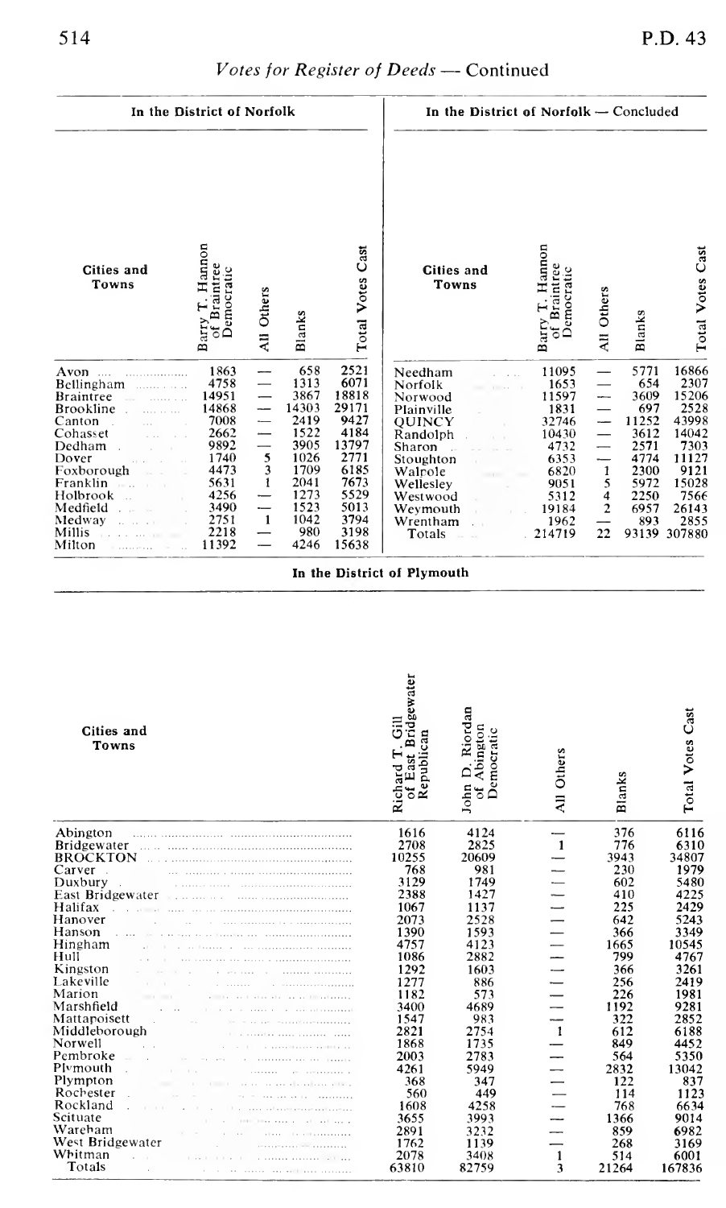*Votes for Register of Deeds — Continued*

**In the District of Norfolk**

| Cities and Towns | Barry T. Hannon of Braintree Democratic | All Others | Blanks | Total Votes Cast |
|---|---|---|---|---|
| Avon | 1863 | — | 658 | 2521 |
| Bellingham | 4758 | — | 1313 | 6071 |
| Braintree | 14951 | — | 3867 | 18818 |
| Brookline | 14868 | — | 14303 | 29171 |
| Canton | 7008 | — | 2419 | 9427 |
| Cohasset | 2662 | — | 1522 | 4184 |
| Dedham | 9892 | — | 3905 | 13797 |
| Dover | 1740 | 5 | 1026 | 2771 |
| Foxborough | 4473 | 3 | 1709 | 6185 |
| Franklin | 5631 | 1 | 2041 | 7673 |
| Holbrook | 4256 | — | 1273 | 5529 |
| Medfield | 3490 | — | 1523 | 5013 |
| Medway | 2751 | 1 | 1042 | 3794 |
| Millis | 2218 | — | 980 | 3198 |
| Milton | 11392 | — | 4246 | 15638 |

**In the District of Norfolk — Concluded**

| Cities and Towns | Barry T. Hannon of Braintree Democratic | All Others | Blanks | Total Votes Cast |
|---|---|---|---|---|
| Needham | 11095 | — | 5771 | 16866 |
| Norfolk | 1653 | — | 654 | 2307 |
| Norwood | 11597 | — | 3609 | 15206 |
| Plainville | 1831 | — | 697 | 2528 |
| QUINCY | 32746 | — | 11252 | 43998 |
| Randolph | 10430 | — | 3612 | 14042 |
| Sharon | 4732 | — | 2571 | 7303 |
| Stoughton | 6353 | — | 4774 | 11127 |
| Walpole | 6820 | 1 | 2300 | 9121 |
| Wellesley | 9051 | 5 | 5972 | 15028 |
| Westwood | 5312 | 4 | 2250 | 7566 |
| Weymouth | 19184 | 2 | 6957 | 26143 |
| Wrentham | 1962 | — | 893 | 2855 |
| Totals | 214719 | 22 | 93139 | 307880 |

**In the District of Plymouth**

| Cities and Towns | Richard T. Gill of East Bridgewater Republican | John D. Riordan of Abington Democratic | All Others | Blanks | Total Votes Cast |
|---|---|---|---|---|---|
| Abington | 1616 | 4124 | — | 376 | 6116 |
| Bridgewater | 2708 | 2825 | 1 | 776 | 6310 |
| BROCKTON | 10255 | 20609 | — | 3943 | 34807 |
| Carver | 768 | 981 | — | 230 | 1979 |
| Duxbury | 3129 | 1749 | — | 602 | 5480 |
| East Bridgewater | 2388 | 1427 | — | 410 | 4225 |
| Halifax | 1067 | 1137 | — | 225 | 2429 |
| Hanover | 2073 | 2528 | — | 642 | 5243 |
| Hanson | 1390 | 1593 | — | 366 | 3349 |
| Hingham | 4757 | 4123 | — | 1665 | 10545 |
| Hull | 1086 | 2882 | — | 799 | 4767 |
| Kingston | 1292 | 1603 | — | 366 | 3261 |
| Lakeville | 1277 | 886 | — | 256 | 2419 |
| Marion | 1182 | 573 | — | 226 | 1981 |
| Marshfield | 3400 | 4689 | — | 1192 | 9281 |
| Mattapoisett | 1547 | 983 | — | 322 | 2852 |
| Middleborough | 2821 | 2754 | 1 | 612 | 6188 |
| Norwell | 1868 | 1735 | — | 849 | 4452 |
| Pembroke | 2003 | 2783 | — | 564 | 5350 |
| Plymouth | 4261 | 5949 | — | 2832 | 13042 |
| Plympton | 368 | 347 | — | 122 | 837 |
| Rochester | 560 | 449 | — | 114 | 1123 |
| Rockland | 1608 | 4258 | — | 768 | 6634 |
| Scituate | 3655 | 3993 | — | 1366 | 9014 |
| Wareham | 2891 | 3232 | — | 859 | 6982 |
| West Bridgewater | 1762 | 1139 | — | 268 | 3169 |
| Whitman | 2078 | 3408 | 1 | 514 | 6001 |
| Totals | 63810 | 82759 | 3 | 21264 | 167836 |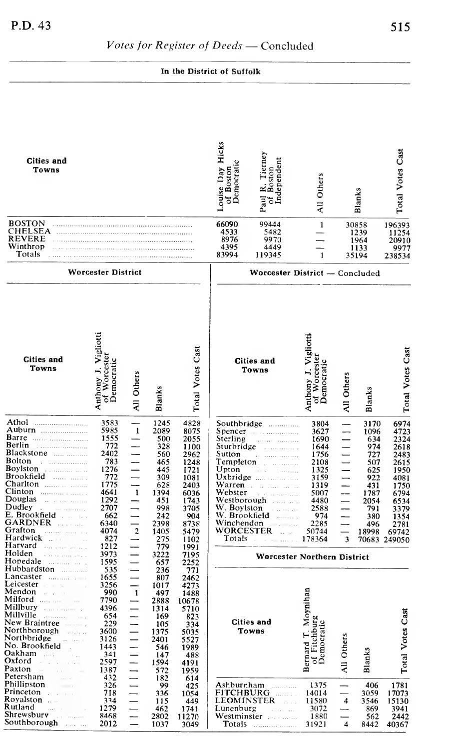## Votes for Register of Deeds — Concluded

### In the District of Suffolk

| Cities and Towns | Louise Day Hicks of Boston Democratic | Paul R. Tierney of Boston Independent | All Others | Blanks | Total Votes Cast |
|---|---|---|---|---|---|
| BOSTON | 66090 | 99444 | 1 | 30858 | 196393 |
| CHELSEA | 4533 | 5482 | — | 1239 | 11254 |
| REVERE | 8976 | 9970 | — | 1964 | 20910 |
| Winthrop | 4395 | 4449 | — | 1133 | 9977 |
| Totals | 83994 | 119345 | 1 | 35194 | 238534 |

### Worcester District

| Cities and Towns | Anthony J. Vigliotti of Worcester Democratic | All Others | Blanks | Total Votes Cast |
|---|---|---|---|---|
| Athol | 3583 | — | 1245 | 4828 |
| Auburn | 5985 | 1 | 2089 | 8075 |
| Barre | 1555 | — | 500 | 2055 |
| Berlin | 772 | — | 328 | 1100 |
| Blackstone | 2402 | — | 560 | 2962 |
| Bolton | 783 | — | 465 | 1248 |
| Boylston | 1276 | — | 445 | 1721 |
| Brookfield | 772 | — | 309 | 1081 |
| Charlton | 1775 | — | 628 | 2403 |
| Clinton | 4641 | 1 | 1394 | 6036 |
| Douglas | 1292 | — | 451 | 1743 |
| Dudley | 2707 | — | 998 | 3705 |
| E. Brookfield | 662 | — | 242 | 904 |
| GARDNER | 6340 | — | 2398 | 8738 |
| Grafton | 4074 | 2 | 1405 | 5479 |
| Hardwick | 827 | — | 275 | 1102 |
| Harvard | 1212 | — | 779 | 1991 |
| Holden | 3973 | — | 3222 | 7195 |
| Hopedale | 1595 | — | 657 | 2252 |
| Hubbardston | 535 | — | 236 | 771 |
| Lancaster | 1655 | — | 807 | 2462 |
| Leicester | 3256 | — | 1017 | 4273 |
| Mendon | 990 | 1 | 497 | 1488 |
| Milford | 7790 | — | 2888 | 10678 |
| Millbury | 4396 | — | 1314 | 5710 |
| Millville | 654 | — | 169 | 823 |
| New Braintree | 229 | — | 105 | 334 |
| Northborough | 3600 | — | 1375 | 5035 |
| Northbridge | 3126 | — | 2401 | 5527 |
| No. Brookfield | 1443 | — | 546 | 1989 |
| Oakham | 341 | — | 147 | 488 |
| Oxford | 2597 | — | 1594 | 4191 |
| Paxton | 1387 | — | 572 | 1959 |
| Petersham | 432 | — | 182 | 614 |
| Phillipston | 326 | — | 99 | 425 |
| Princeton | 718 | — | 336 | 1054 |
| Royalston | 334 | — | 115 | 449 |
| Rutland | 1279 | — | 462 | 1741 |
| Shrewsbury | 8468 | — | 2802 | 11270 |
| Southborough | 2012 | — | 1037 | 3049 |

### Worcester District — Concluded

| Cities and Towns | Anthony J. Vigliotti of Worcester Democratic | All Others | Blanks | Total Votes Cast |
|---|---|---|---|---|
| Southbridge | 3804 | — | 3170 | 6974 |
| Spencer | 3627 | — | 1096 | 4723 |
| Sterling | 1690 | — | 634 | 2324 |
| Sturbridge | 1644 | — | 974 | 2618 |
| Sutton | 1756 | — | 727 | 2483 |
| Templeton | 2108 | — | 507 | 2615 |
| Upton | 1325 | — | 625 | 1950 |
| Uxbridge | 3159 | — | 922 | 4081 |
| Warren | 1319 | — | 431 | 1750 |
| Webster | 5007 | — | 1787 | 6794 |
| Westborough | 4480 | — | 2054 | 6534 |
| W. Boylston | 2588 | — | 791 | 3379 |
| W. Brookfield | 974 | — | 380 | 1354 |
| Winchendon | 2285 | — | 496 | 2781 |
| WORCESTER | 50744 | — | 18998 | 69742 |
| Totals | 178364 | 3 | 70683 | 249050 |

### Worcester Northern District

| Cities and Towns | Bernard T. Moynihan of Fitchburg Democratic | All Others | Blanks | Total Votes Cast |
|---|---|---|---|---|
| Ashburnham | 1375 | — | 406 | 1781 |
| FITCHBURG | 14014 | — | 3059 | 17073 |
| LEOMINSTER | 11580 | 4 | 3546 | 15130 |
| Lunenburg | 3072 | — | 869 | 3941 |
| Westminster | 1880 | — | 562 | 2442 |
| Totals | 31921 | 4 | 8442 | 40367 |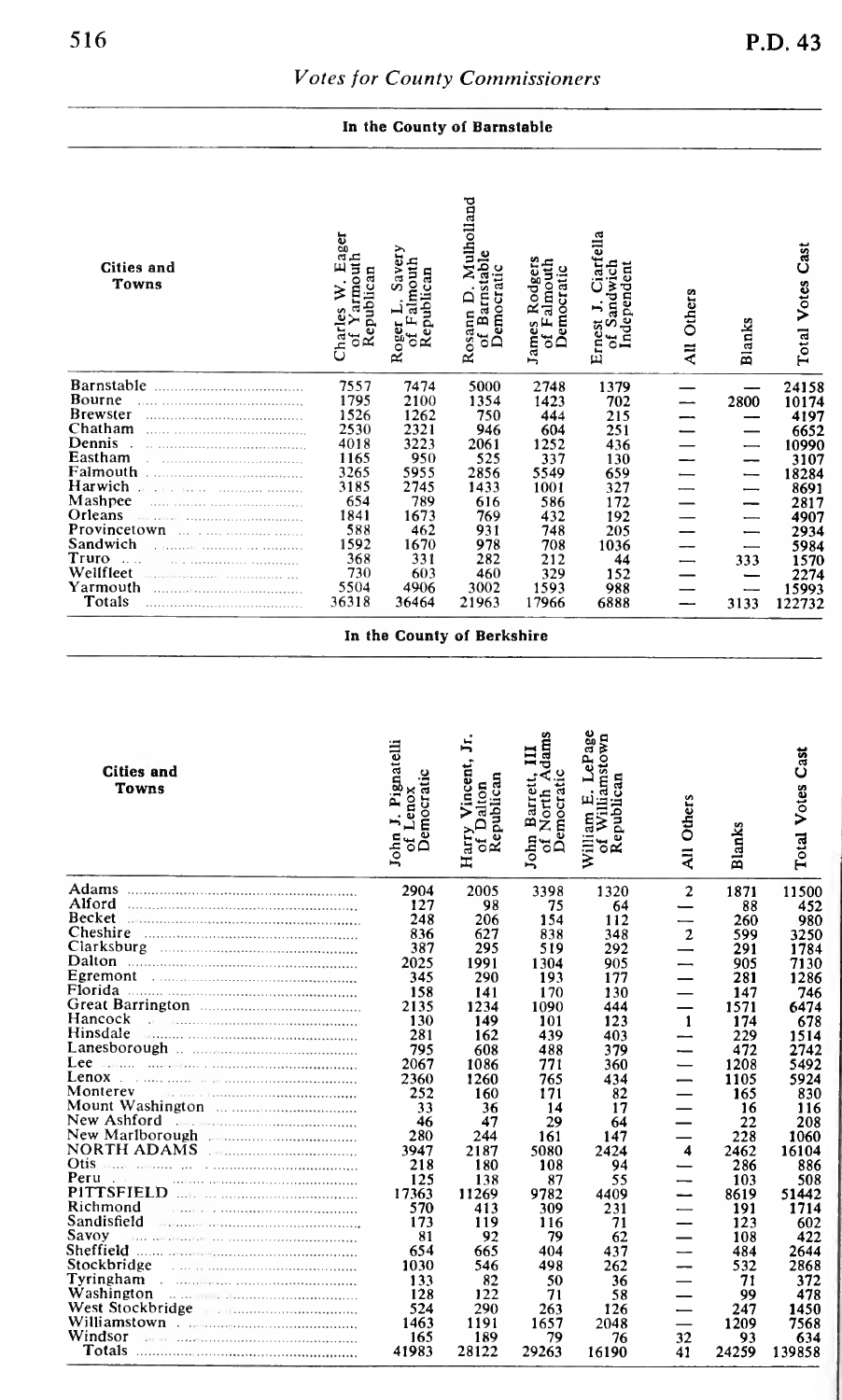## Votes for County Commissioners

### In the County of Barnstable

| Cities and Towns | Charles W. Eager of Yarmouth Republican | Roger L. Savery of Falmouth Republican | Rosann D. Mulholland of Barnstable Democratic | James Rodgers of Falmouth Democratic | Ernest J. Ciarfella of Sandwich Independent | All Others | Blanks | Total Votes Cast |
|---|---|---|---|---|---|---|---|---|
| Barnstable | 7557 | 7474 | 5000 | 2748 | 1379 | — | — | 24158 |
| Bourne | 1795 | 2100 | 1354 | 1423 | 702 | — | 2800 | 10174 |
| Brewster | 1526 | 1262 | 750 | 444 | 215 | — | — | 4197 |
| Chatham | 2530 | 2321 | 946 | 604 | 251 | — | — | 6652 |
| Dennis | 4018 | 3223 | 2061 | 1252 | 436 | — | — | 10990 |
| Eastham | 1165 | 950 | 525 | 337 | 130 | — | — | 3107 |
| Falmouth | 3265 | 5955 | 2856 | 5549 | 659 | — | — | 18284 |
| Harwich | 3185 | 2745 | 1433 | 1001 | 327 | — | — | 8691 |
| Mashpee | 654 | 789 | 616 | 586 | 172 | — | — | 2817 |
| Orleans | 1841 | 1673 | 769 | 432 | 192 | — | — | 4907 |
| Provincetown | 588 | 462 | 931 | 748 | 205 | — | — | 2934 |
| Sandwich | 1592 | 1670 | 978 | 708 | 1036 | — | — | 5984 |
| Truro | 368 | 331 | 282 | 212 | 44 | — | 333 | 1570 |
| Wellfleet | 730 | 603 | 460 | 329 | 152 | — | — | 2274 |
| Yarmouth | 5504 | 4906 | 3002 | 1593 | 988 | — | — | 15993 |
| Totals | 36318 | 36464 | 21963 | 17966 | 6888 | — | 3133 | 122732 |

### In the County of Berkshire

| Cities and Towns | John J. Pignatelli of Lenox Democratic | Harry Vincent, Jr. of Dalton Republican | John Barrett, III of North Adams Democratic | William E. LePage of Williamstown Republican | All Others | Blanks | Total Votes Cast |
|---|---|---|---|---|---|---|---|
| Adams | 2904 | 2005 | 3398 | 1320 | 2 | 1871 | 11500 |
| Alford | 127 | 98 | 75 | 64 | — | 88 | 452 |
| Becket | 248 | 206 | 154 | 112 | — | 260 | 980 |
| Cheshire | 836 | 627 | 838 | 348 | 2 | 599 | 3250 |
| Clarksburg | 387 | 295 | 519 | 292 | — | 291 | 1784 |
| Dalton | 2025 | 1991 | 1304 | 905 | — | 905 | 7130 |
| Egremont | 345 | 290 | 193 | 177 | — | 281 | 1286 |
| Florida | 158 | 141 | 170 | 130 | — | 147 | 746 |
| Great Barrington | 2135 | 1234 | 1090 | 444 | — | 1571 | 6474 |
| Hancock | 130 | 149 | 101 | 123 | 1 | 174 | 678 |
| Hinsdale | 281 | 162 | 439 | 403 | — | 229 | 1514 |
| Lanesborough | 795 | 608 | 488 | 379 | — | 472 | 2742 |
| Lee | 2067 | 1086 | 771 | 360 | — | 1208 | 5492 |
| Lenox | 2360 | 1260 | 765 | 434 | — | 1105 | 5924 |
| Monterey | 252 | 160 | 171 | 82 | — | 165 | 830 |
| Mount Washington | 33 | 36 | 14 | 17 | — | 16 | 116 |
| New Ashford | 46 | 47 | 29 | 64 | — | 22 | 208 |
| New Marlborough | 280 | 244 | 161 | 147 | — | 228 | 1060 |
| NORTH ADAMS | 3947 | 2187 | 5080 | 2424 | 4 | 2462 | 16104 |
| Otis | 218 | 180 | 108 | 94 | — | 286 | 886 |
| Peru | 125 | 138 | 87 | 55 | — | 103 | 508 |
| PITTSFIELD | 17363 | 11269 | 9782 | 4409 | — | 8619 | 51442 |
| Richmond | 570 | 413 | 309 | 231 | — | 191 | 1714 |
| Sandisfield | 173 | 119 | 116 | 71 | — | 123 | 602 |
| Savoy | 81 | 92 | 79 | 62 | — | 108 | 422 |
| Sheffield | 654 | 665 | 404 | 437 | — | 484 | 2644 |
| Stockbridge | 1030 | 546 | 498 | 262 | — | 532 | 2868 |
| Tyringham | 133 | 82 | 50 | 36 | — | 71 | 372 |
| Washington | 128 | 122 | 71 | 58 | — | 99 | 478 |
| West Stockbridge | 524 | 290 | 263 | 126 | — | 247 | 1450 |
| Williamstown | 1463 | 1191 | 1657 | 2048 | — | 1209 | 7568 |
| Windsor | 165 | 189 | 79 | 76 | 32 | 93 | 634 |
| Totals | 41983 | 28122 | 29263 | 16190 | 41 | 24259 | 139858 |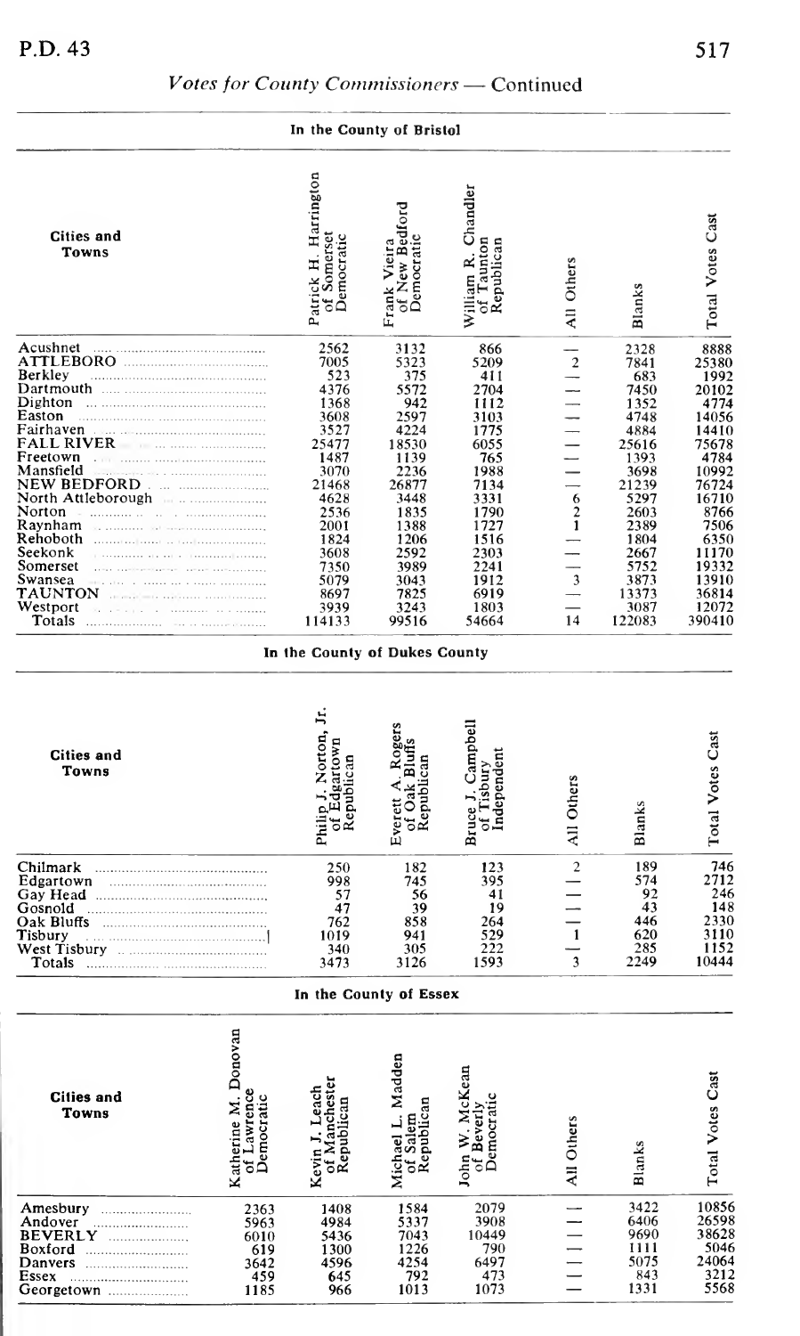## *Votes for County Commissioners* — Continued

### In the County of Bristol

| Cities and Towns | Patrick H. Harrington of Somerset Democratic | Frank Vieira of New Bedford Democratic | William R. Chandler of Taunton Republican | All Others | Blanks | Total Votes Cast |
|---|---|---|---|---|---|---|
| Acushnet | 2562 | 3132 | 866 | — | 2328 | 8888 |
| ATTLEBORO | 7005 | 5323 | 5209 | 2 | 7841 | 25380 |
| Berkley | 523 | 375 | 411 | — | 683 | 1992 |
| Dartmouth | 4376 | 5572 | 2704 | — | 7450 | 20102 |
| Dighton | 1368 | 942 | 1112 | — | 1352 | 4774 |
| Easton | 3608 | 2597 | 3103 | — | 4748 | 14056 |
| Fairhaven | 3527 | 4224 | 1775 | — | 4884 | 14410 |
| FALL RIVER | 25477 | 18530 | 6055 | — | 25616 | 75678 |
| Freetown | 1487 | 1139 | 765 | — | 1393 | 4784 |
| Mansfield | 3070 | 2236 | 1988 | — | 3698 | 10992 |
| NEW BEDFORD | 21468 | 26877 | 7134 | — | 21239 | 76724 |
| North Attleborough | 4628 | 3448 | 3331 | 6 | 5297 | 16710 |
| Norton | 2536 | 1835 | 1790 | 2 | 2603 | 8766 |
| Raynham | 2001 | 1388 | 1727 | 1 | 2389 | 7506 |
| Rehoboth | 1824 | 1206 | 1516 | — | 1804 | 6350 |
| Seekonk | 3608 | 2592 | 2303 | — | 2667 | 11170 |
| Somerset | 7350 | 3989 | 2241 | — | 5752 | 19332 |
| Swansea | 5079 | 3043 | 1912 | 3 | 3873 | 13910 |
| TAUNTON | 8697 | 7825 | 6919 | — | 13373 | 36814 |
| Westport | 3939 | 3243 | 1803 | — | 3087 | 12072 |
| Totals | 114133 | 99516 | 54664 | 14 | 122083 | 390410 |

### In the County of Dukes County

| Cities and Towns | Philip J. Norton, Jr. of Edgartown Republican | Everett A. Rogers of Oak Bluffs Republican | Bruce J. Campbell of Tisbury Independent | All Others | Blanks | Total Votes Cast |
|---|---|---|---|---|---|---|
| Chilmark | 250 | 182 | 123 | 2 | 189 | 746 |
| Edgartown | 998 | 745 | 395 | — | 574 | 2712 |
| Gay Head | 57 | 56 | 41 | — | 92 | 246 |
| Gosnold | 47 | 39 | 19 | — | 43 | 148 |
| Oak Bluffs | 762 | 858 | 264 | — | 446 | 2330 |
| Tisbury | 1019 | 941 | 529 | 1 | 620 | 3110 |
| West Tisbury | 340 | 305 | 222 | — | 285 | 1152 |
| Totals | 3473 | 3126 | 1593 | 3 | 2249 | 10444 |

### In the County of Essex

| Cities and Towns | Katherine M. Donovan of Lawrence Democratic | Kevin J. Leach of Manchester Republican | Michael L. Madden of Salem Republican | John W. McKean of Beverly Democratic | All Others | Blanks | Total Votes Cast |
|---|---|---|---|---|---|---|---|
| Amesbury | 2363 | 1408 | 1584 | 2079 | — | 3422 | 10856 |
| Andover | 5963 | 4984 | 5337 | 3908 | — | 6406 | 26598 |
| BEVERLY | 6010 | 5436 | 7043 | 10449 | — | 9690 | 38628 |
| Boxford | 619 | 1300 | 1226 | 790 | — | 1111 | 5046 |
| Danvers | 3642 | 4596 | 4254 | 6497 | — | 5075 | 24064 |
| Essex | 459 | 645 | 792 | 473 | — | 843 | 3212 |
| Georgetown | 1185 | 966 | 1013 | 1073 | — | 1331 | 5568 |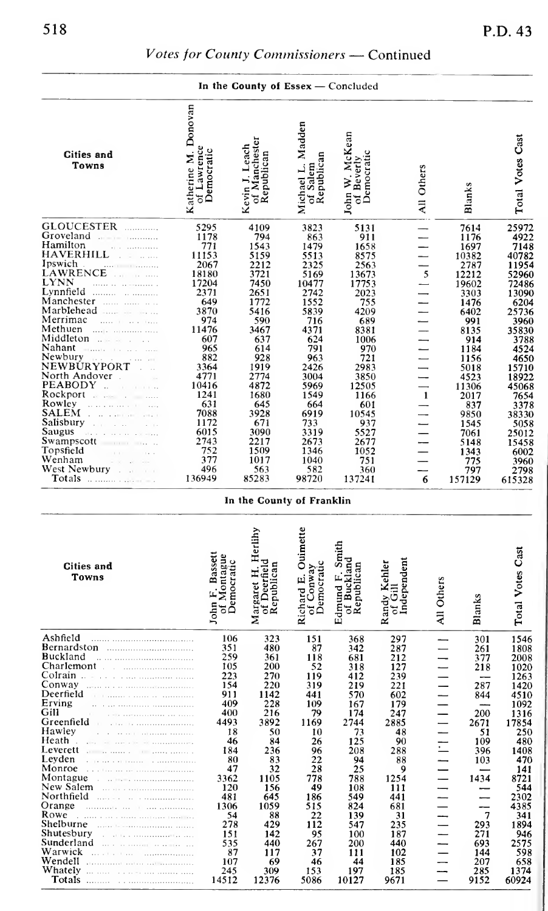## Votes for County Commissioners — Continued

### In the County of Essex — Concluded

| Cities and Towns | Katherine M. Donovan of Lawrence Democratic | Kevin J. Leach of Manchester Republican | Michael L. Madden of Salem Republican | John W. McKean of Beverly Democratic | All Others | Blanks | Total Votes Cast |
|---|---|---|---|---|---|---|---|
| GLOUCESTER | 5295 | 4109 | 3823 | 5131 | — | 7614 | 25972 |
| Groveland | 1178 | 794 | 863 | 911 | — | 1176 | 4922 |
| Hamilton | 771 | 1543 | 1479 | 1658 | — | 1697 | 7148 |
| HAVERHILL | 11153 | 5159 | 5513 | 8575 | — | 10382 | 40782 |
| Ipswich | 2067 | 2212 | 2325 | 2563 | — | 2787 | 11954 |
| LAWRENCE | 18180 | 3721 | 5169 | 13673 | 5 | 12212 | 52960 |
| LYNN | 17204 | 7450 | 10477 | 17753 | — | 19602 | 72486 |
| Lynnfield | 2371 | 2651 | 2742 | 2023 | — | 3303 | 13090 |
| Manchester | 649 | 1772 | 1552 | 755 | — | 1476 | 6204 |
| Marblehead | 3870 | 5416 | 5839 | 4209 | — | 6402 | 25736 |
| Merrimac | 974 | 590 | 716 | 689 | — | 991 | 3960 |
| Methuen | 11476 | 3467 | 4371 | 8381 | — | 8135 | 35830 |
| Middleton | 607 | 637 | 624 | 1006 | — | 914 | 3788 |
| Nahant | 965 | 614 | 791 | 970 | — | 1184 | 4524 |
| Newbury | 882 | 928 | 963 | 721 | — | 1156 | 4650 |
| NEWBURYPORT | 3364 | 1919 | 2426 | 2983 | — | 5018 | 15710 |
| North Andover | 4771 | 2774 | 3004 | 3850 | — | 4523 | 18922 |
| PEABODY | 10416 | 4872 | 5969 | 12505 | — | 11306 | 45068 |
| Rockport | 1241 | 1680 | 1549 | 1166 | 1 | 2017 | 7654 |
| Rowley | 631 | 645 | 664 | 601 | — | 837 | 3378 |
| SALEM | 7088 | 3928 | 6919 | 10545 | — | 9850 | 38330 |
| Salisbury | 1172 | 671 | 733 | 937 | — | 1545 | 5058 |
| Saugus | 6015 | 3090 | 3319 | 5527 | — | 7061 | 25012 |
| Swampscott | 2743 | 2217 | 2673 | 2677 | — | 5148 | 15458 |
| Topsfield | 752 | 1509 | 1346 | 1052 | — | 1343 | 6002 |
| Wenham | 377 | 1017 | 1040 | 751 | — | 775 | 3960 |
| West Newbury | 496 | 563 | 582 | 360 | — | 797 | 2798 |
| Totals | 136949 | 85283 | 98720 | 137241 | 6 | 157129 | 615328 |

### In the County of Franklin

| Cities and Towns | John F. Bassett of Montague Democratic | Margaret H. Herlihy of Deerfield Republican | Richard E. Ouimette of Conway Democratic | Edmund F. Smith of Buckland Republican | Randy Kehler of Gill Independent | All Others | Blanks | Total Votes Cast |
|---|---|---|---|---|---|---|---|---|
| Ashfield | 106 | 323 | 151 | 368 | 297 | — | 301 | 1546 |
| Bernardston | 351 | 480 | 87 | 342 | 287 | — | 261 | 1808 |
| Buckland | 259 | 361 | 118 | 681 | 212 | — | 377 | 2008 |
| Charlemont | 105 | 200 | 52 | 318 | 127 | — | 218 | 1020 |
| Colrain | 223 | 270 | 119 | 412 | 239 | — | — | 1263 |
| Conway | 154 | 220 | 319 | 219 | 221 | — | 287 | 1420 |
| Deerfield | 911 | 1142 | 441 | 570 | 602 | — | 844 | 4510 |
| Erving | 409 | 228 | 109 | 167 | 179 | — | — | 1092 |
| Gill | 400 | 216 | 79 | 174 | 247 | — | 200 | 1316 |
| Greenfield | 4493 | 3892 | 1169 | 2744 | 2885 | — | 2671 | 17854 |
| Hawley | 18 | 50 | 10 | 73 | 48 | — | 51 | 250 |
| Heath | 46 | 84 | 26 | 125 | 90 | — | 109 | 480 |
| Leverett | 184 | 236 | 96 | 208 | 288 | — | 396 | 1408 |
| Leyden | 80 | 83 | 22 | 94 | 88 | — | 103 | 470 |
| Monroe | 47 | 32 | 28 | 25 | 9 | — | — | 141 |
| Montague | 3362 | 1105 | 778 | 788 | 1254 | — | 1434 | 8721 |
| New Salem | 120 | 156 | 49 | 108 | 111 | — | — | 544 |
| Northfield | 481 | 645 | 186 | 549 | 441 | — | — | 2302 |
| Orange | 1306 | 1059 | 515 | 824 | 681 | — | — | 4385 |
| Rowe | 54 | 88 | 22 | 139 | 31 | — | 7 | 341 |
| Shelburne | 278 | 429 | 112 | 547 | 235 | — | 293 | 1894 |
| Shutesbury | 151 | 142 | 95 | 100 | 187 | — | 271 | 946 |
| Sunderland | 535 | 440 | 267 | 200 | 440 | — | 693 | 2575 |
| Warwick | 87 | 117 | 37 | 111 | 102 | — | 144 | 598 |
| Wendell | 107 | 69 | 46 | 44 | 185 | — | 207 | 658 |
| Whately | 245 | 309 | 153 | 197 | 185 | — | 285 | 1374 |
| Totals | 14512 | 12376 | 5086 | 10127 | 9671 | — | 9152 | 60924 |